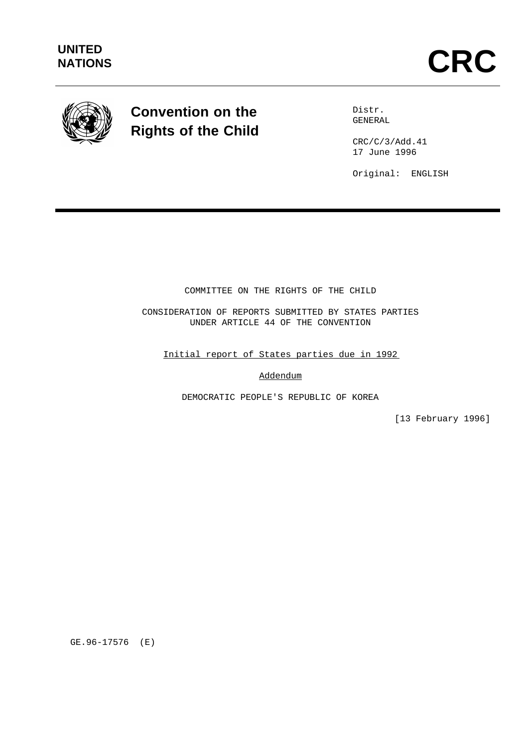UNITED NATIONS

# CRC

**Convention on the Rights of the Child**

Distr.
GENERAL

CRC/C/3/Add.41
17 June 1996

Original: ENGLISH

COMMITTEE ON THE RIGHTS OF THE CHILD

CONSIDERATION OF REPORTS SUBMITTED BY STATES PARTIES UNDER ARTICLE 44 OF THE CONVENTION

Initial report of States parties due in 1992

Addendum

DEMOCRATIC PEOPLE'S REPUBLIC OF KOREA

[13 February 1996]

GE.96-17576 (E)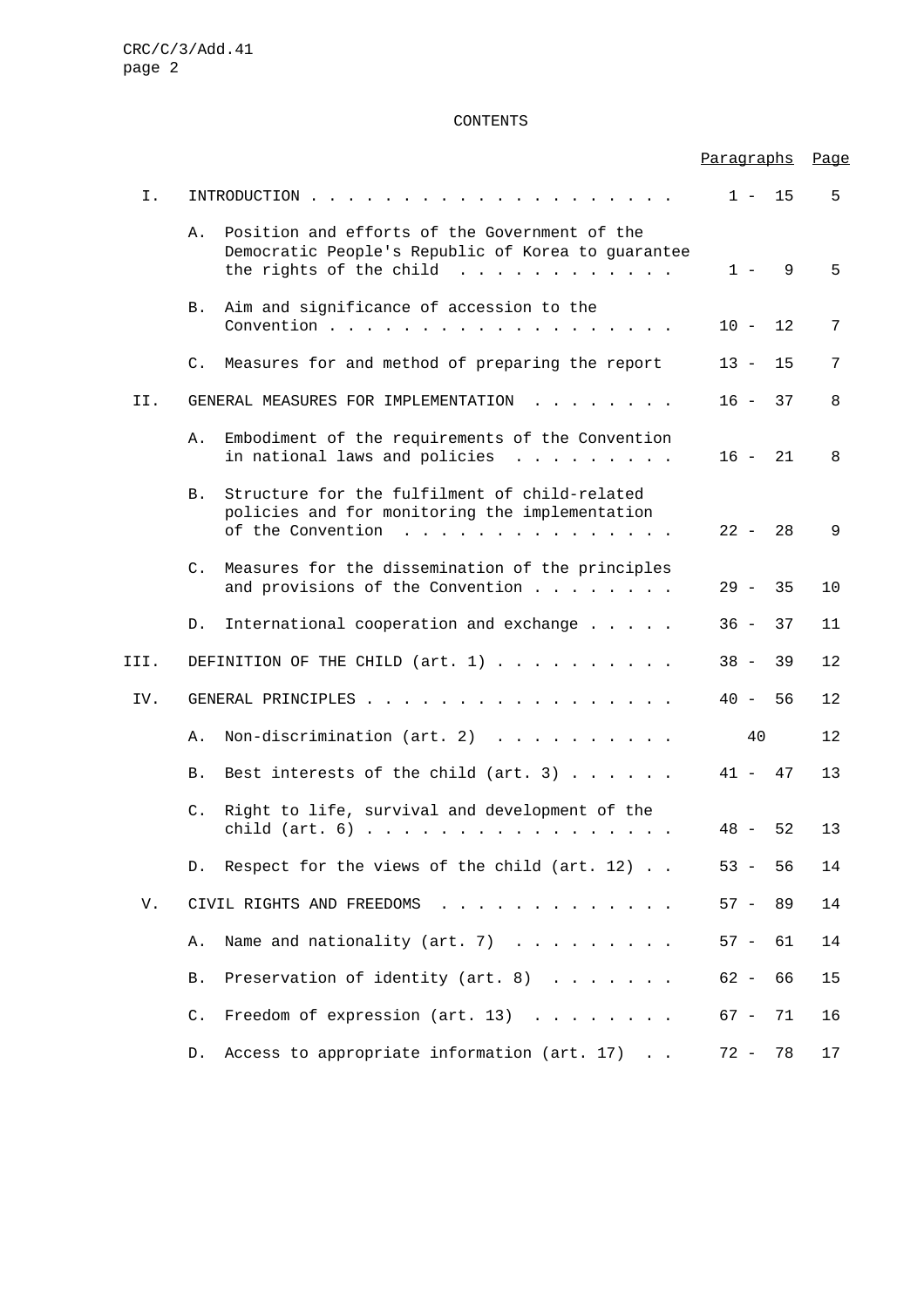CONTENTS

| | | Paragraphs | Page |
|---|---|---|---|
| I. | INTRODUCTION | 1 - 15 | 5 |
| | A. Position and efforts of the Government of the Democratic People's Republic of Korea to guarantee the rights of the child | 1 - 9 | 5 |
| | B. Aim and significance of accession to the Convention | 10 - 12 | 7 |
| | C. Measures for and method of preparing the report | 13 - 15 | 7 |
| II. | GENERAL MEASURES FOR IMPLEMENTATION | 16 - 37 | 8 |
| | A. Embodiment of the requirements of the Convention in national laws and policies | 16 - 21 | 8 |
| | B. Structure for the fulfilment of child-related policies and for monitoring the implementation of the Convention | 22 - 28 | 9 |
| | C. Measures for the dissemination of the principles and provisions of the Convention | 29 - 35 | 10 |
| | D. International cooperation and exchange | 36 - 37 | 11 |
| III. | DEFINITION OF THE CHILD (art. 1) | 38 - 39 | 12 |
| IV. | GENERAL PRINCIPLES | 40 - 56 | 12 |
| | A. Non-discrimination (art. 2) | 40 | 12 |
| | B. Best interests of the child (art. 3) | 41 - 47 | 13 |
| | C. Right to life, survival and development of the child (art. 6) | 48 - 52 | 13 |
| | D. Respect for the views of the child (art. 12) | 53 - 56 | 14 |
| V. | CIVIL RIGHTS AND FREEDOMS | 57 - 89 | 14 |
| | A. Name and nationality (art. 7) | 57 - 61 | 14 |
| | B. Preservation of identity (art. 8) | 62 - 66 | 15 |
| | C. Freedom of expression (art. 13) | 67 - 71 | 16 |
| | D. Access to appropriate information (art. 17) | 72 - 78 | 17 |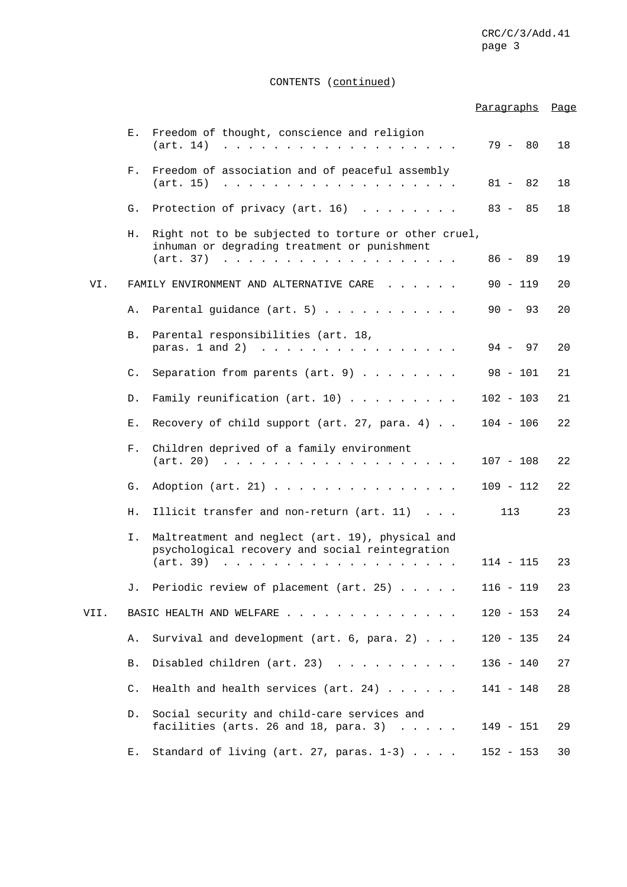CONTENTS (continued)

| | | | Paragraphs | Page |
|---|---|---|---|---|
| | E. | Freedom of thought, conscience and religion (art. 14) | 79 - 80 | 18 |
| | F. | Freedom of association and of peaceful assembly (art. 15) | 81 - 82 | 18 |
| | G. | Protection of privacy (art. 16) | 83 - 85 | 18 |
| | H. | Right not to be subjected to torture or other cruel, inhuman or degrading treatment or punishment (art. 37) | 86 - 89 | 19 |
| VI. | FAMILY ENVIRONMENT AND ALTERNATIVE CARE | | 90 - 119 | 20 |
| | A. | Parental guidance (art. 5) | 90 - 93 | 20 |
| | B. | Parental responsibilities (art. 18, paras. 1 and 2) | 94 - 97 | 20 |
| | C. | Separation from parents (art. 9) | 98 - 101 | 21 |
| | D. | Family reunification (art. 10) | 102 - 103 | 21 |
| | E. | Recovery of child support (art. 27, para. 4) | 104 - 106 | 22 |
| | F. | Children deprived of a family environment (art. 20) | 107 - 108 | 22 |
| | G. | Adoption (art. 21) | 109 - 112 | 22 |
| | H. | Illicit transfer and non-return (art. 11) | 113 | 23 |
| | I. | Maltreatment and neglect (art. 19), physical and psychological recovery and social reintegration (art. 39) | 114 - 115 | 23 |
| | J. | Periodic review of placement (art. 25) | 116 - 119 | 23 |
| VII. | BASIC HEALTH AND WELFARE | | 120 - 153 | 24 |
| | A. | Survival and development (art. 6, para. 2) | 120 - 135 | 24 |
| | B. | Disabled children (art. 23) | 136 - 140 | 27 |
| | C. | Health and health services (art. 24) | 141 - 148 | 28 |
| | D. | Social security and child-care services and facilities (arts. 26 and 18, para. 3) | 149 - 151 | 29 |
| | E. | Standard of living (art. 27, paras. 1-3) | 152 - 153 | 30 |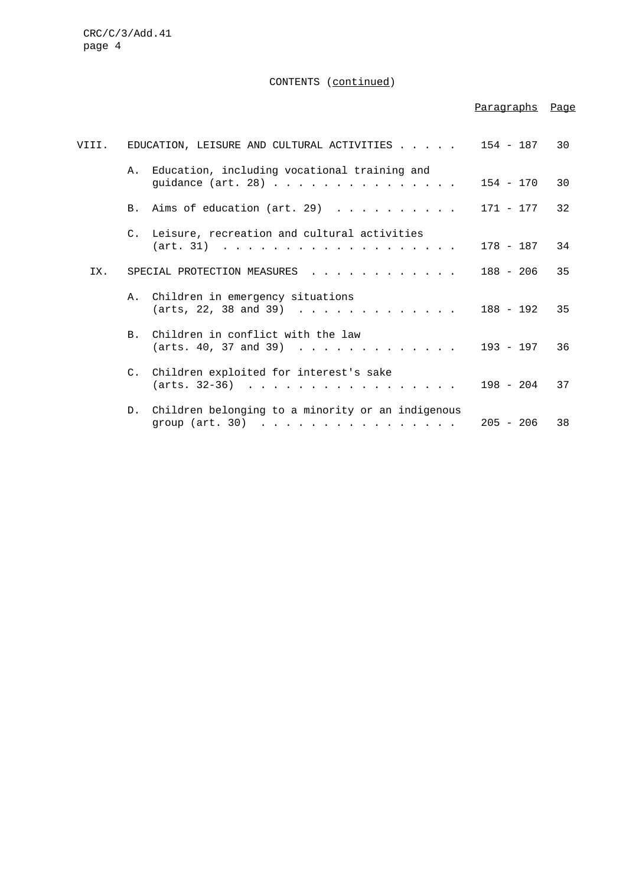CONTENTS (continued)

| | | Paragraphs | Page |
|---|---|---|---|
| VIII. | EDUCATION, LEISURE AND CULTURAL ACTIVITIES | 154 - 187 | 30 |
| | A. Education, including vocational training and guidance (art. 28) | 154 - 170 | 30 |
| | B. Aims of education (art. 29) | 171 - 177 | 32 |
| | C. Leisure, recreation and cultural activities (art. 31) | 178 - 187 | 34 |
| IX. | SPECIAL PROTECTION MEASURES | 188 - 206 | 35 |
| | A. Children in emergency situations (arts, 22, 38 and 39) | 188 - 192 | 35 |
| | B. Children in conflict with the law (arts. 40, 37 and 39) | 193 - 197 | 36 |
| | C. Children exploited for interest's sake (arts. 32-36) | 198 - 204 | 37 |
| | D. Children belonging to a minority or an indigenous group (art. 30) | 205 - 206 | 38 |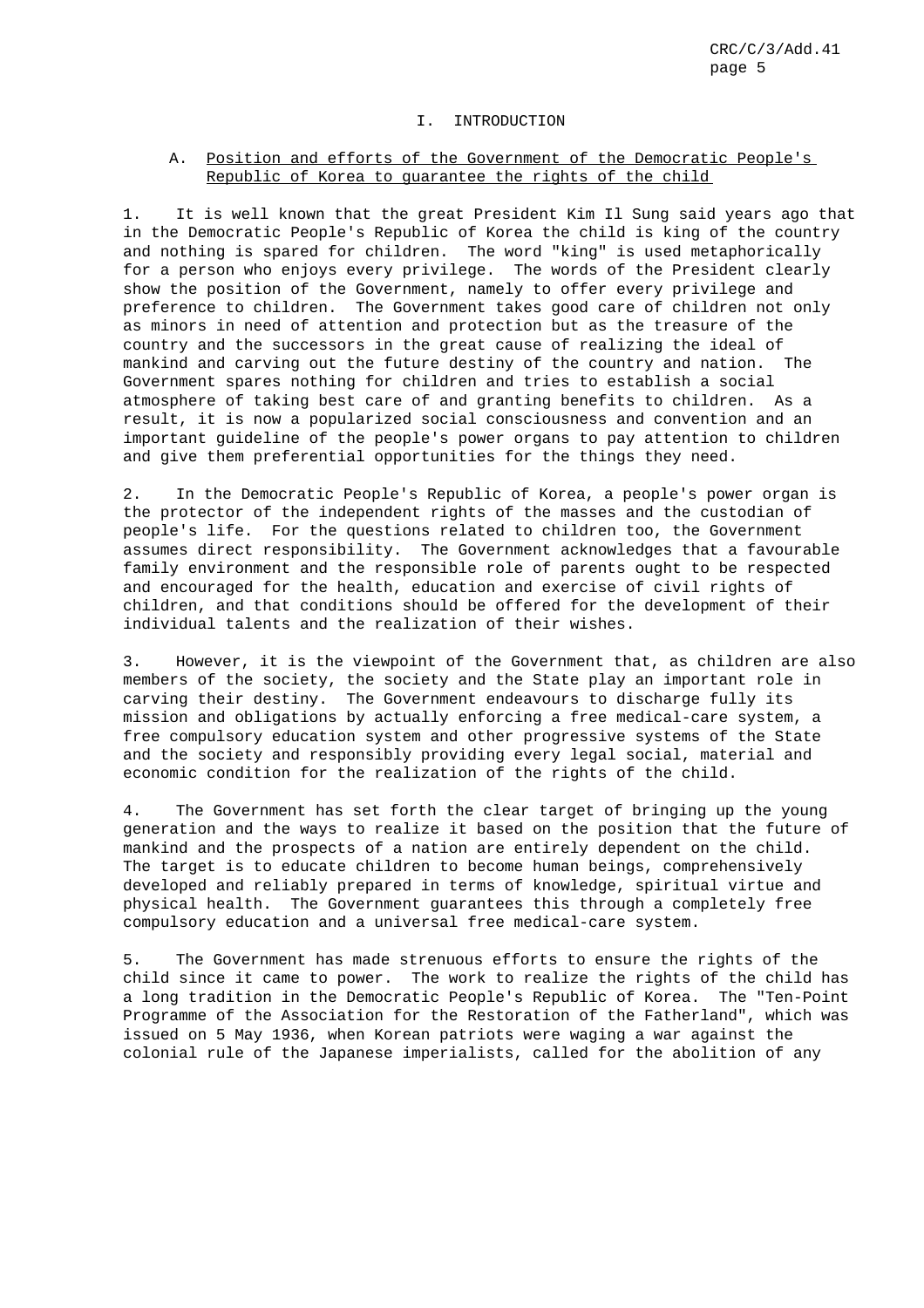# I. INTRODUCTION

## A. Position and efforts of the Government of the Democratic People's Republic of Korea to guarantee the rights of the child

1. It is well known that the great President Kim Il Sung said years ago that in the Democratic People's Republic of Korea the child is king of the country and nothing is spared for children. The word "king" is used metaphorically for a person who enjoys every privilege. The words of the President clearly show the position of the Government, namely to offer every privilege and preference to children. The Government takes good care of children not only as minors in need of attention and protection but as the treasure of the country and the successors in the great cause of realizing the ideal of mankind and carving out the future destiny of the country and nation. The Government spares nothing for children and tries to establish a social atmosphere of taking best care of and granting benefits to children. As a result, it is now a popularized social consciousness and convention and an important guideline of the people's power organs to pay attention to children and give them preferential opportunities for the things they need.

2. In the Democratic People's Republic of Korea, a people's power organ is the protector of the independent rights of the masses and the custodian of people's life. For the questions related to children too, the Government assumes direct responsibility. The Government acknowledges that a favourable family environment and the responsible role of parents ought to be respected and encouraged for the health, education and exercise of civil rights of children, and that conditions should be offered for the development of their individual talents and the realization of their wishes.

3. However, it is the viewpoint of the Government that, as children are also members of the society, the society and the State play an important role in carving their destiny. The Government endeavours to discharge fully its mission and obligations by actually enforcing a free medical-care system, a free compulsory education system and other progressive systems of the State and the society and responsibly providing every legal social, material and economic condition for the realization of the rights of the child.

4. The Government has set forth the clear target of bringing up the young generation and the ways to realize it based on the position that the future of mankind and the prospects of a nation are entirely dependent on the child. The target is to educate children to become human beings, comprehensively developed and reliably prepared in terms of knowledge, spiritual virtue and physical health. The Government guarantees this through a completely free compulsory education and a universal free medical-care system.

5. The Government has made strenuous efforts to ensure the rights of the child since it came to power. The work to realize the rights of the child has a long tradition in the Democratic People's Republic of Korea. The "Ten-Point Programme of the Association for the Restoration of the Fatherland", which was issued on 5 May 1936, when Korean patriots were waging a war against the colonial rule of the Japanese imperialists, called for the abolition of any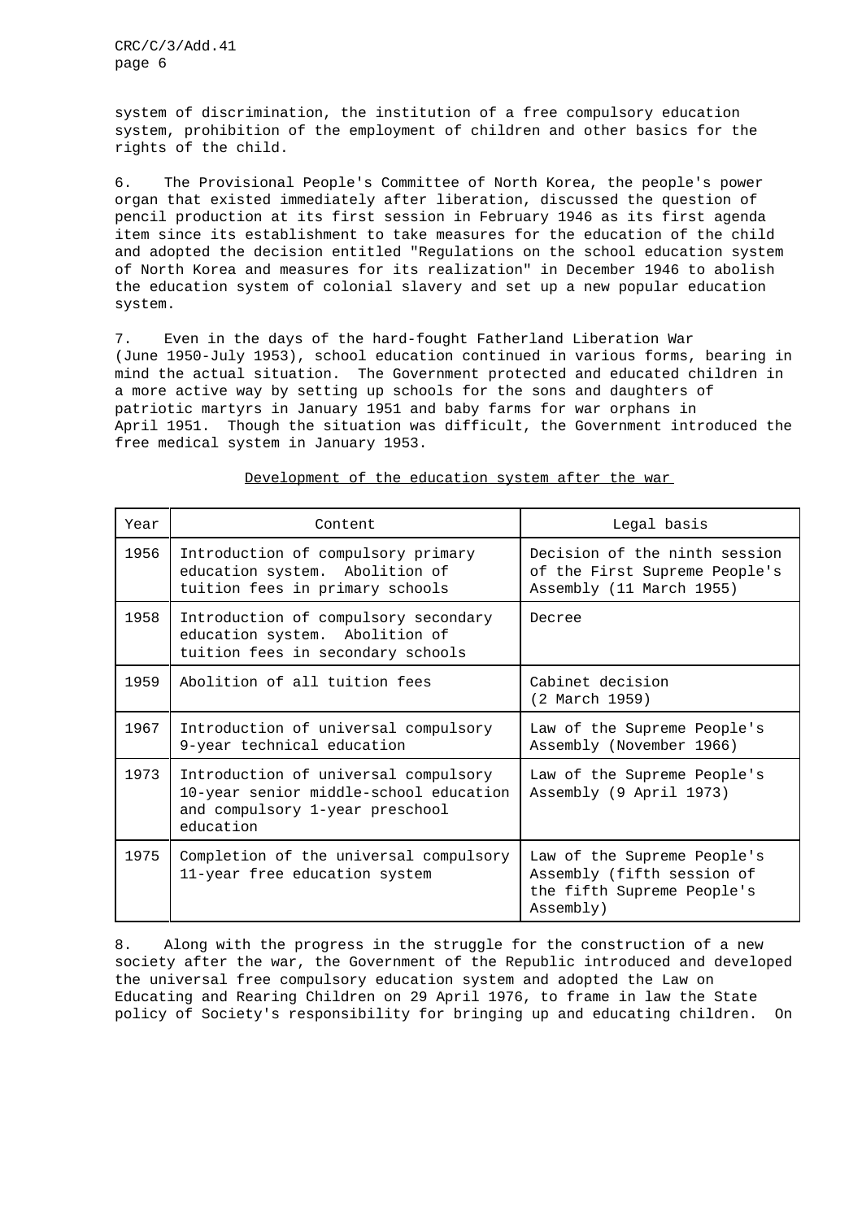system of discrimination, the institution of a free compulsory education system, prohibition of the employment of children and other basics for the rights of the child.

6. The Provisional People's Committee of North Korea, the people's power organ that existed immediately after liberation, discussed the question of pencil production at its first session in February 1946 as its first agenda item since its establishment to take measures for the education of the child and adopted the decision entitled "Regulations on the school education system of North Korea and measures for its realization" in December 1946 to abolish the education system of colonial slavery and set up a new popular education system.

7. Even in the days of the hard-fought Fatherland Liberation War (June 1950-July 1953), school education continued in various forms, bearing in mind the actual situation. The Government protected and educated children in a more active way by setting up schools for the sons and daughters of patriotic martyrs in January 1951 and baby farms for war orphans in April 1951. Though the situation was difficult, the Government introduced the free medical system in January 1953.

Development of the education system after the war

| Year | Content | Legal basis |
|---|---|---|
| 1956 | Introduction of compulsory primary education system. Abolition of tuition fees in primary schools | Decision of the ninth session of the First Supreme People's Assembly (11 March 1955) |
| 1958 | Introduction of compulsory secondary education system. Abolition of tuition fees in secondary schools | Decree |
| 1959 | Abolition of all tuition fees | Cabinet decision (2 March 1959) |
| 1967 | Introduction of universal compulsory 9-year technical education | Law of the Supreme People's Assembly (November 1966) |
| 1973 | Introduction of universal compulsory 10-year senior middle-school education and compulsory 1-year preschool education | Law of the Supreme People's Assembly (9 April 1973) |
| 1975 | Completion of the universal compulsory 11-year free education system | Law of the Supreme People's Assembly (fifth session of the fifth Supreme People's Assembly) |

8. Along with the progress in the struggle for the construction of a new society after the war, the Government of the Republic introduced and developed the universal free compulsory education system and adopted the Law on Educating and Rearing Children on 29 April 1976, to frame in law the State policy of Society's responsibility for bringing up and educating children. On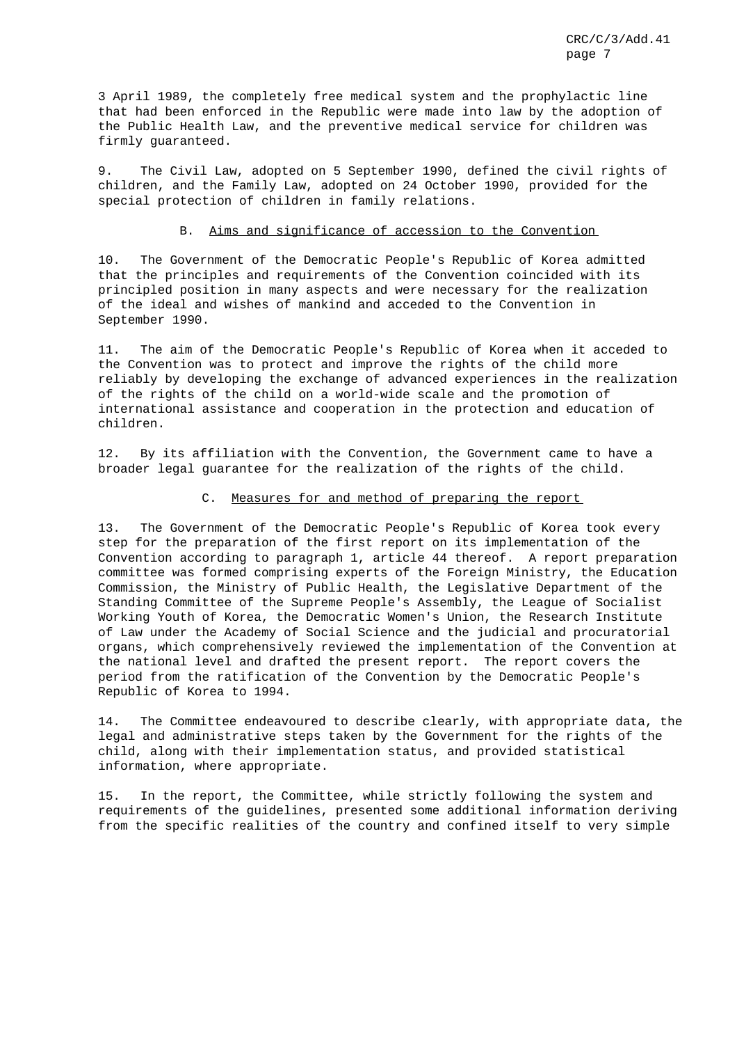3 April 1989, the completely free medical system and the prophylactic line that had been enforced in the Republic were made into law by the adoption of the Public Health Law, and the preventive medical service for children was firmly guaranteed.

9. The Civil Law, adopted on 5 September 1990, defined the civil rights of children, and the Family Law, adopted on 24 October 1990, provided for the special protection of children in family relations.

### B. Aims and significance of accession to the Convention

10. The Government of the Democratic People's Republic of Korea admitted that the principles and requirements of the Convention coincided with its principled position in many aspects and were necessary for the realization of the ideal and wishes of mankind and acceded to the Convention in September 1990.

11. The aim of the Democratic People's Republic of Korea when it acceded to the Convention was to protect and improve the rights of the child more reliably by developing the exchange of advanced experiences in the realization of the rights of the child on a world-wide scale and the promotion of international assistance and cooperation in the protection and education of children.

12. By its affiliation with the Convention, the Government came to have a broader legal guarantee for the realization of the rights of the child.

### C. Measures for and method of preparing the report

13. The Government of the Democratic People's Republic of Korea took every step for the preparation of the first report on its implementation of the Convention according to paragraph 1, article 44 thereof. A report preparation committee was formed comprising experts of the Foreign Ministry, the Education Commission, the Ministry of Public Health, the Legislative Department of the Standing Committee of the Supreme People's Assembly, the League of Socialist Working Youth of Korea, the Democratic Women's Union, the Research Institute of Law under the Academy of Social Science and the judicial and procuratorial organs, which comprehensively reviewed the implementation of the Convention at the national level and drafted the present report. The report covers the period from the ratification of the Convention by the Democratic People's Republic of Korea to 1994.

14. The Committee endeavoured to describe clearly, with appropriate data, the legal and administrative steps taken by the Government for the rights of the child, along with their implementation status, and provided statistical information, where appropriate.

15. In the report, the Committee, while strictly following the system and requirements of the guidelines, presented some additional information deriving from the specific realities of the country and confined itself to very simple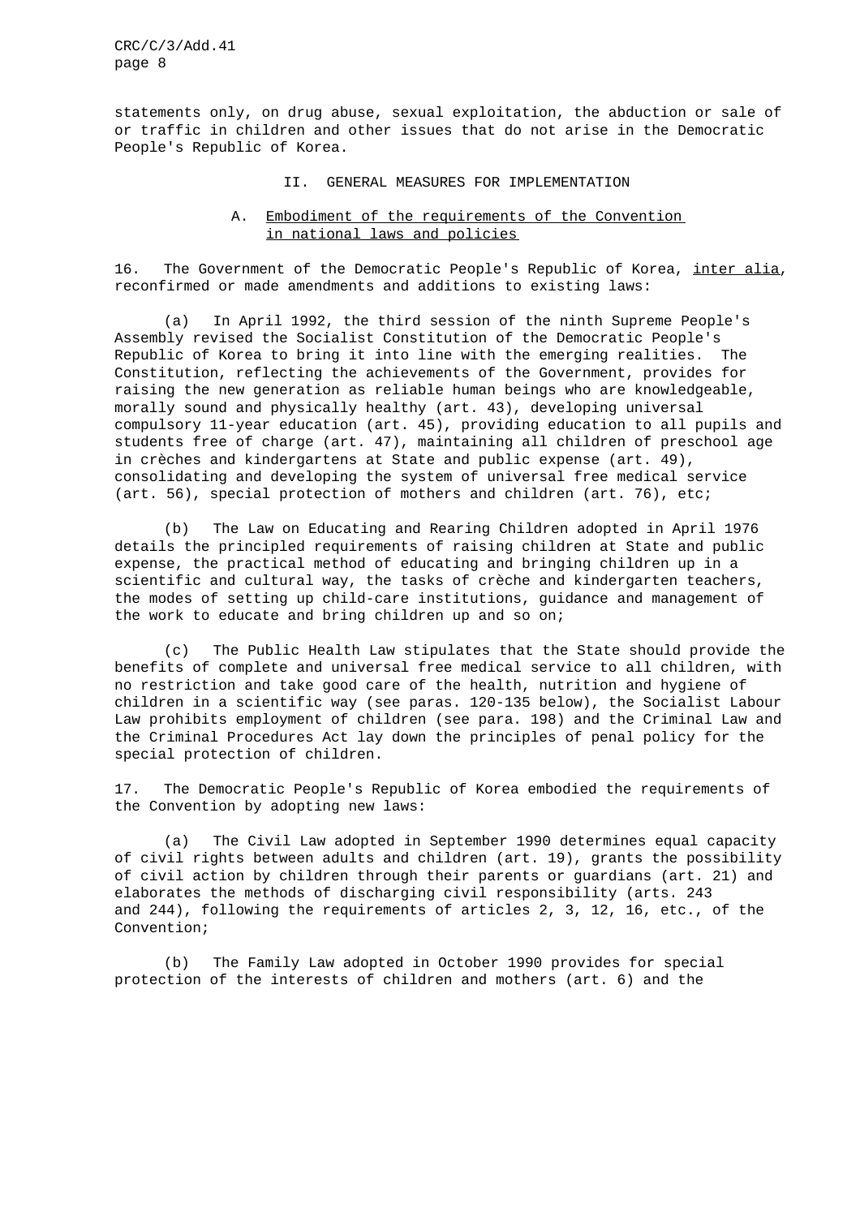statements only, on drug abuse, sexual exploitation, the abduction or sale of or traffic in children and other issues that do not arise in the Democratic People's Republic of Korea.

## II. GENERAL MEASURES FOR IMPLEMENTATION

### A. Embodiment of the requirements of the Convention in national laws and policies

16. The Government of the Democratic People's Republic of Korea, *inter alia*, reconfirmed or made amendments and additions to existing laws:

(a) In April 1992, the third session of the ninth Supreme People's Assembly revised the Socialist Constitution of the Democratic People's Republic of Korea to bring it into line with the emerging realities. The Constitution, reflecting the achievements of the Government, provides for raising the new generation as reliable human beings who are knowledgeable, morally sound and physically healthy (art. 43), developing universal compulsory 11-year education (art. 45), providing education to all pupils and students free of charge (art. 47), maintaining all children of preschool age in crèches and kindergartens at State and public expense (art. 49), consolidating and developing the system of universal free medical service (art. 56), special protection of mothers and children (art. 76), etc;

(b) The Law on Educating and Rearing Children adopted in April 1976 details the principled requirements of raising children at State and public expense, the practical method of educating and bringing children up in a scientific and cultural way, the tasks of crèche and kindergarten teachers, the modes of setting up child-care institutions, guidance and management of the work to educate and bring children up and so on;

(c) The Public Health Law stipulates that the State should provide the benefits of complete and universal free medical service to all children, with no restriction and take good care of the health, nutrition and hygiene of children in a scientific way (see paras. 120-135 below), the Socialist Labour Law prohibits employment of children (see para. 198) and the Criminal Law and the Criminal Procedures Act lay down the principles of penal policy for the special protection of children.

17. The Democratic People's Republic of Korea embodied the requirements of the Convention by adopting new laws:

(a) The Civil Law adopted in September 1990 determines equal capacity of civil rights between adults and children (art. 19), grants the possibility of civil action by children through their parents or guardians (art. 21) and elaborates the methods of discharging civil responsibility (arts. 243 and 244), following the requirements of articles 2, 3, 12, 16, etc., of the Convention;

(b) The Family Law adopted in October 1990 provides for special protection of the interests of children and mothers (art. 6) and the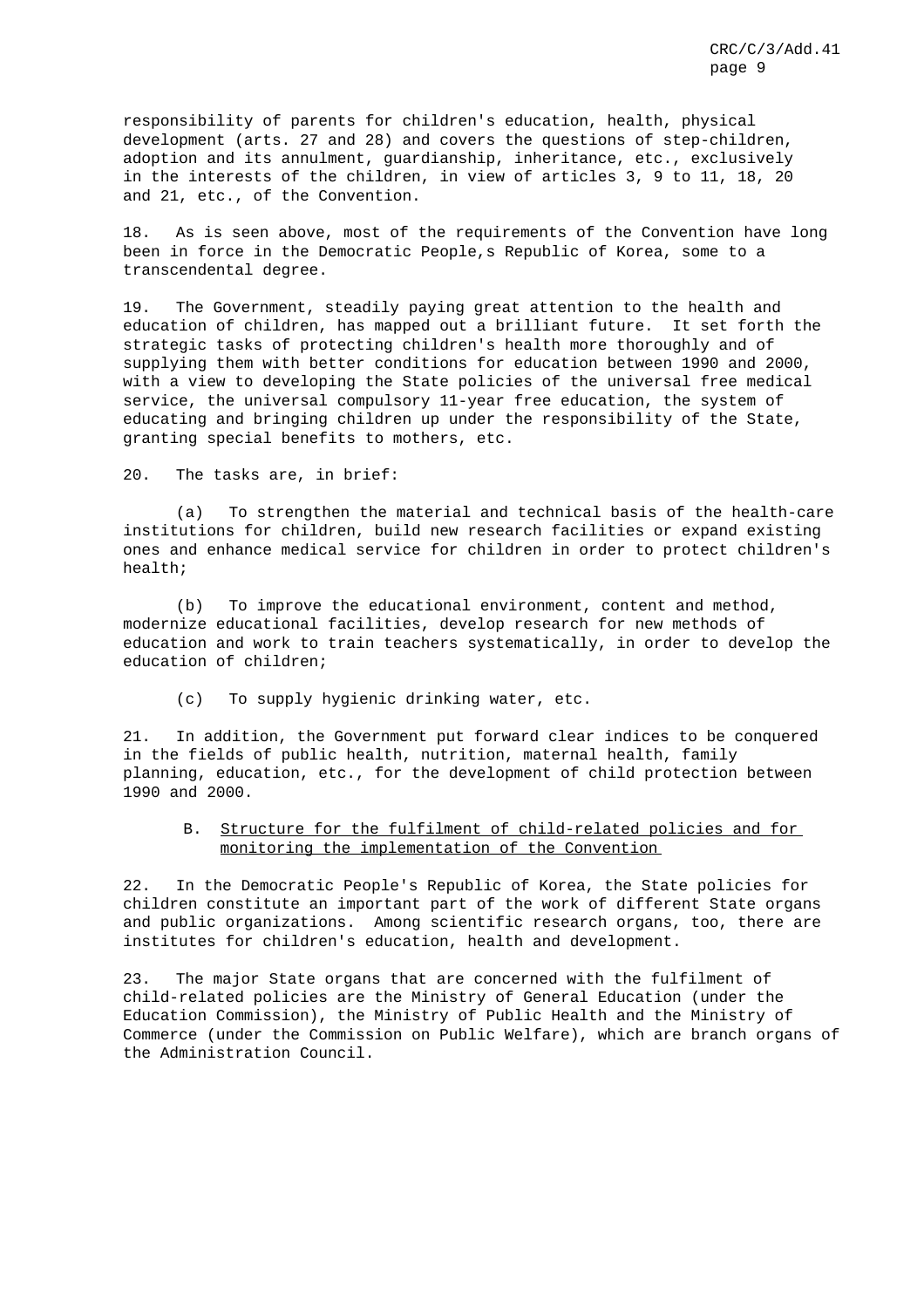responsibility of parents for children's education, health, physical development (arts. 27 and 28) and covers the questions of step-children, adoption and its annulment, guardianship, inheritance, etc., exclusively in the interests of the children, in view of articles 3, 9 to 11, 18, 20 and 21, etc., of the Convention.

18. As is seen above, most of the requirements of the Convention have long been in force in the Democratic People,s Republic of Korea, some to a transcendental degree.

19. The Government, steadily paying great attention to the health and education of children, has mapped out a brilliant future. It set forth the strategic tasks of protecting children's health more thoroughly and of supplying them with better conditions for education between 1990 and 2000, with a view to developing the State policies of the universal free medical service, the universal compulsory 11-year free education, the system of educating and bringing children up under the responsibility of the State, granting special benefits to mothers, etc.

20. The tasks are, in brief:

(a) To strengthen the material and technical basis of the health-care institutions for children, build new research facilities or expand existing ones and enhance medical service for children in order to protect children's health;

(b) To improve the educational environment, content and method, modernize educational facilities, develop research for new methods of education and work to train teachers systematically, in order to develop the education of children;

(c) To supply hygienic drinking water, etc.

21. In addition, the Government put forward clear indices to be conquered in the fields of public health, nutrition, maternal health, family planning, education, etc., for the development of child protection between 1990 and 2000.

## B. Structure for the fulfilment of child-related policies and for monitoring the implementation of the Convention

22. In the Democratic People's Republic of Korea, the State policies for children constitute an important part of the work of different State organs and public organizations. Among scientific research organs, too, there are institutes for children's education, health and development.

23. The major State organs that are concerned with the fulfilment of child-related policies are the Ministry of General Education (under the Education Commission), the Ministry of Public Health and the Ministry of Commerce (under the Commission on Public Welfare), which are branch organs of the Administration Council.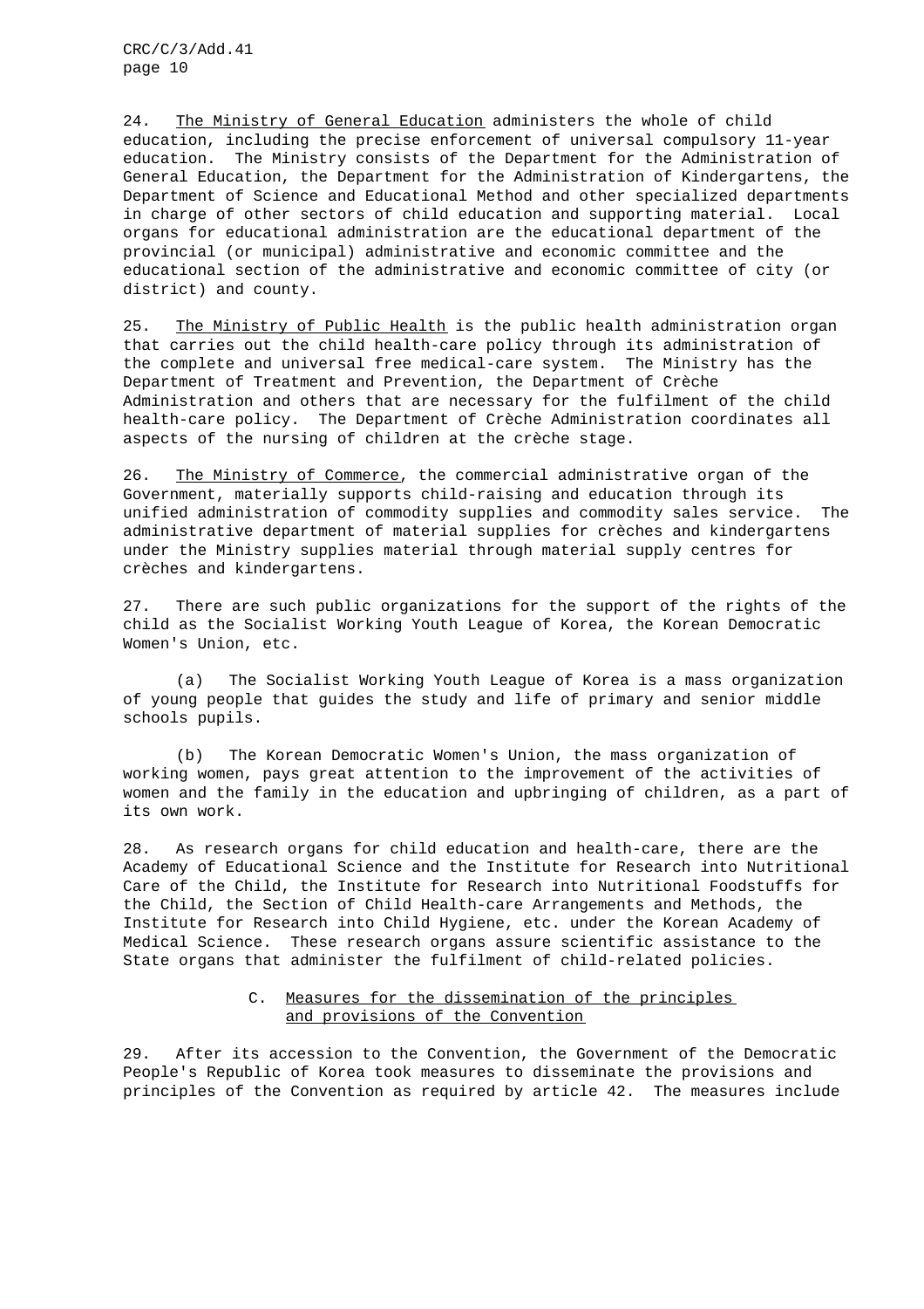24. The Ministry of General Education administers the whole of child education, including the precise enforcement of universal compulsory 11-year education. The Ministry consists of the Department for the Administration of General Education, the Department for the Administration of Kindergartens, the Department of Science and Educational Method and other specialized departments in charge of other sectors of child education and supporting material. Local organs for educational administration are the educational department of the provincial (or municipal) administrative and economic committee and the educational section of the administrative and economic committee of city (or district) and county.

25. The Ministry of Public Health is the public health administration organ that carries out the child health-care policy through its administration of the complete and universal free medical-care system. The Ministry has the Department of Treatment and Prevention, the Department of Crèche Administration and others that are necessary for the fulfilment of the child health-care policy. The Department of Crèche Administration coordinates all aspects of the nursing of children at the crèche stage.

26. The Ministry of Commerce, the commercial administrative organ of the Government, materially supports child-raising and education through its unified administration of commodity supplies and commodity sales service. The administrative department of material supplies for crèches and kindergartens under the Ministry supplies material through material supply centres for crèches and kindergartens.

27. There are such public organizations for the support of the rights of the child as the Socialist Working Youth League of Korea, the Korean Democratic Women's Union, etc.

(a) The Socialist Working Youth League of Korea is a mass organization of young people that guides the study and life of primary and senior middle schools pupils.

(b) The Korean Democratic Women's Union, the mass organization of working women, pays great attention to the improvement of the activities of women and the family in the education and upbringing of children, as a part of its own work.

28. As research organs for child education and health-care, there are the Academy of Educational Science and the Institute for Research into Nutritional Care of the Child, the Institute for Research into Nutritional Foodstuffs for the Child, the Section of Child Health-care Arrangements and Methods, the Institute for Research into Child Hygiene, etc. under the Korean Academy of Medical Science. These research organs assure scientific assistance to the State organs that administer the fulfilment of child-related policies.

## C. Measures for the dissemination of the principles and provisions of the Convention

29. After its accession to the Convention, the Government of the Democratic People's Republic of Korea took measures to disseminate the provisions and principles of the Convention as required by article 42. The measures include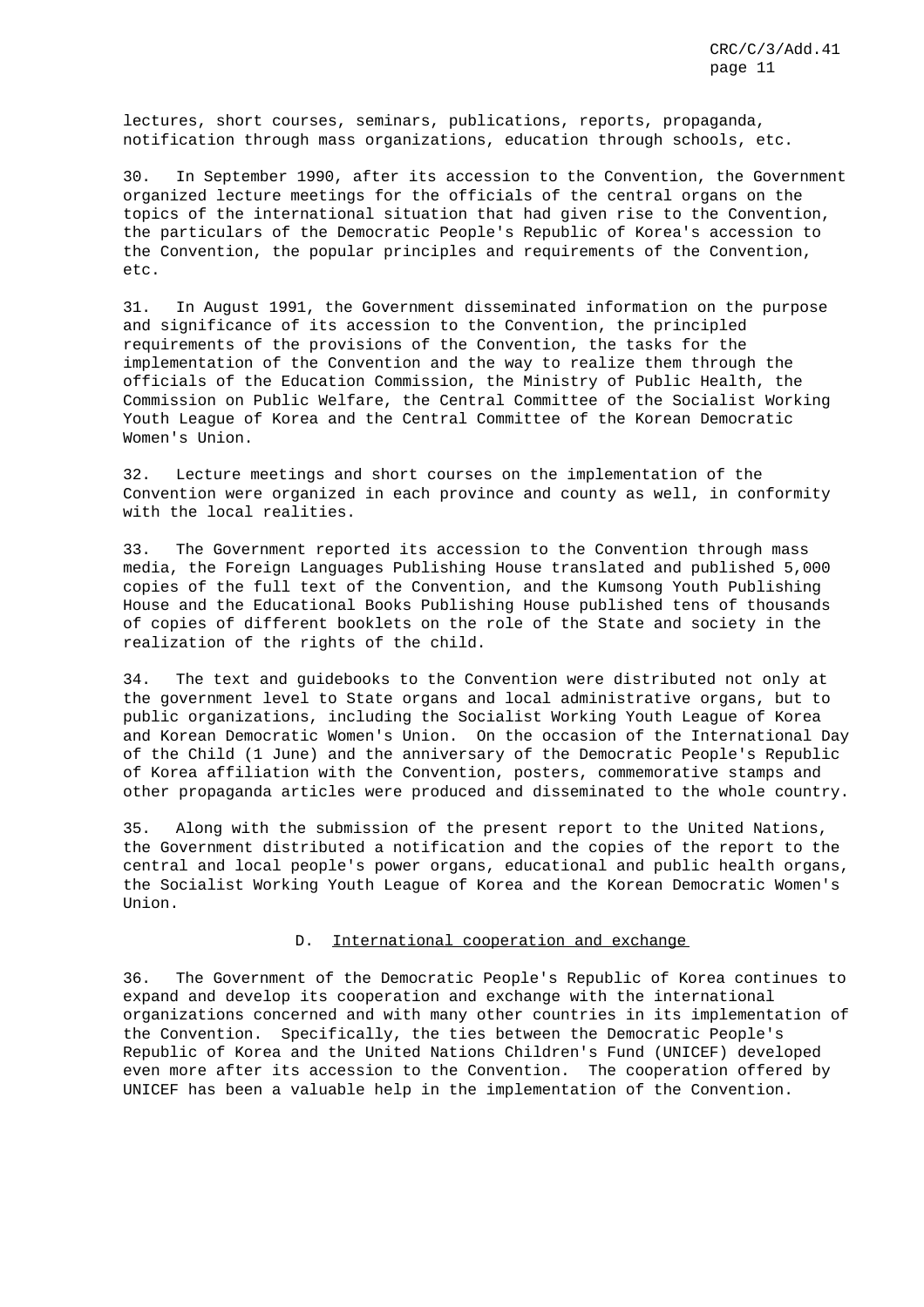lectures, short courses, seminars, publications, reports, propaganda, notification through mass organizations, education through schools, etc.

30. In September 1990, after its accession to the Convention, the Government organized lecture meetings for the officials of the central organs on the topics of the international situation that had given rise to the Convention, the particulars of the Democratic People's Republic of Korea's accession to the Convention, the popular principles and requirements of the Convention, etc.

31. In August 1991, the Government disseminated information on the purpose and significance of its accession to the Convention, the principled requirements of the provisions of the Convention, the tasks for the implementation of the Convention and the way to realize them through the officials of the Education Commission, the Ministry of Public Health, the Commission on Public Welfare, the Central Committee of the Socialist Working Youth League of Korea and the Central Committee of the Korean Democratic Women's Union.

32. Lecture meetings and short courses on the implementation of the Convention were organized in each province and county as well, in conformity with the local realities.

33. The Government reported its accession to the Convention through mass media, the Foreign Languages Publishing House translated and published 5,000 copies of the full text of the Convention, and the Kumsong Youth Publishing House and the Educational Books Publishing House published tens of thousands of copies of different booklets on the role of the State and society in the realization of the rights of the child.

34. The text and guidebooks to the Convention were distributed not only at the government level to State organs and local administrative organs, but to public organizations, including the Socialist Working Youth League of Korea and Korean Democratic Women's Union. On the occasion of the International Day of the Child (1 June) and the anniversary of the Democratic People's Republic of Korea affiliation with the Convention, posters, commemorative stamps and other propaganda articles were produced and disseminated to the whole country.

35. Along with the submission of the present report to the United Nations, the Government distributed a notification and the copies of the report to the central and local people's power organs, educational and public health organs, the Socialist Working Youth League of Korea and the Korean Democratic Women's Union.

### D. International cooperation and exchange

36. The Government of the Democratic People's Republic of Korea continues to expand and develop its cooperation and exchange with the international organizations concerned and with many other countries in its implementation of the Convention. Specifically, the ties between the Democratic People's Republic of Korea and the United Nations Children's Fund (UNICEF) developed even more after its accession to the Convention. The cooperation offered by UNICEF has been a valuable help in the implementation of the Convention.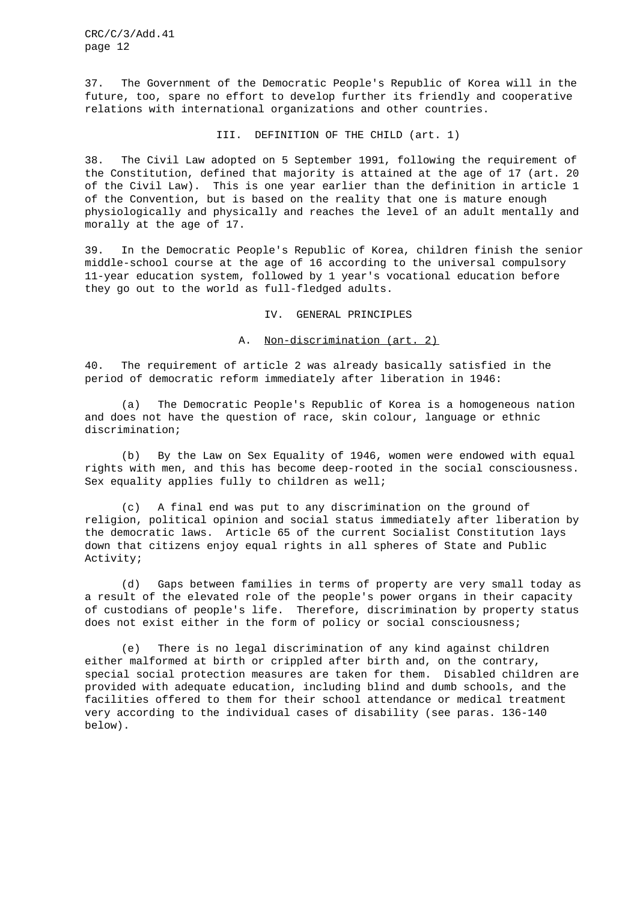37. The Government of the Democratic People's Republic of Korea will in the future, too, spare no effort to develop further its friendly and cooperative relations with international organizations and other countries.

## III. DEFINITION OF THE CHILD (art. 1)

38. The Civil Law adopted on 5 September 1991, following the requirement of the Constitution, defined that majority is attained at the age of 17 (art. 20 of the Civil Law). This is one year earlier than the definition in article 1 of the Convention, but is based on the reality that one is mature enough physiologically and physically and reaches the level of an adult mentally and morally at the age of 17.

39. In the Democratic People's Republic of Korea, children finish the senior middle-school course at the age of 16 according to the universal compulsory 11-year education system, followed by 1 year's vocational education before they go out to the world as full-fledged adults.

## IV. GENERAL PRINCIPLES

### A. Non-discrimination (art. 2)

40. The requirement of article 2 was already basically satisfied in the period of democratic reform immediately after liberation in 1946:

(a) The Democratic People's Republic of Korea is a homogeneous nation and does not have the question of race, skin colour, language or ethnic discrimination;

(b) By the Law on Sex Equality of 1946, women were endowed with equal rights with men, and this has become deep-rooted in the social consciousness. Sex equality applies fully to children as well;

(c) A final end was put to any discrimination on the ground of religion, political opinion and social status immediately after liberation by the democratic laws. Article 65 of the current Socialist Constitution lays down that citizens enjoy equal rights in all spheres of State and Public Activity;

(d) Gaps between families in terms of property are very small today as a result of the elevated role of the people's power organs in their capacity of custodians of people's life. Therefore, discrimination by property status does not exist either in the form of policy or social consciousness;

(e) There is no legal discrimination of any kind against children either malformed at birth or crippled after birth and, on the contrary, special social protection measures are taken for them. Disabled children are provided with adequate education, including blind and dumb schools, and the facilities offered to them for their school attendance or medical treatment very according to the individual cases of disability (see paras. 136-140 below).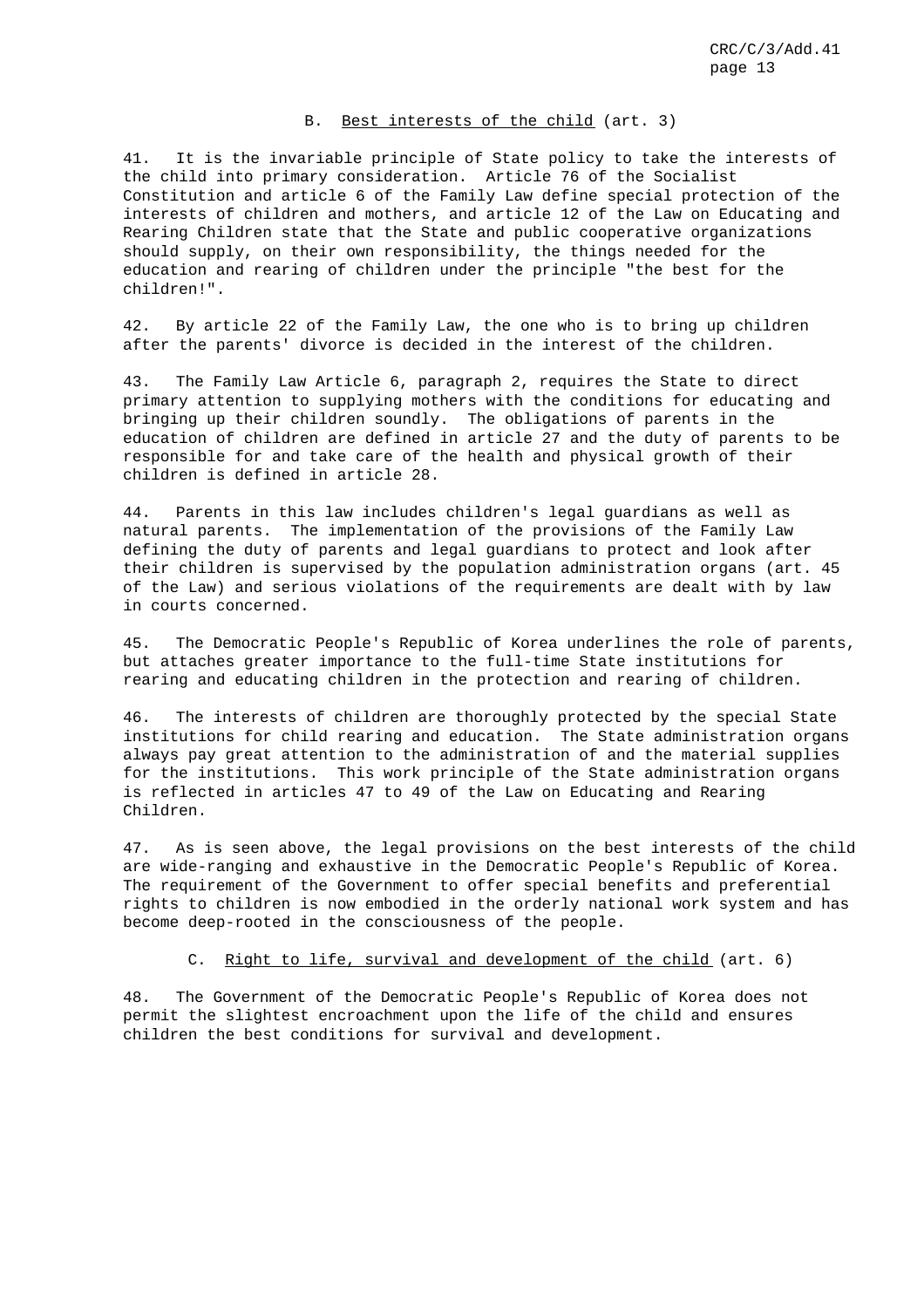### B. Best interests of the child (art. 3)

41. It is the invariable principle of State policy to take the interests of the child into primary consideration. Article 76 of the Socialist Constitution and article 6 of the Family Law define special protection of the interests of children and mothers, and article 12 of the Law on Educating and Rearing Children state that the State and public cooperative organizations should supply, on their own responsibility, the things needed for the education and rearing of children under the principle "the best for the children!".

42. By article 22 of the Family Law, the one who is to bring up children after the parents' divorce is decided in the interest of the children.

43. The Family Law Article 6, paragraph 2, requires the State to direct primary attention to supplying mothers with the conditions for educating and bringing up their children soundly. The obligations of parents in the education of children are defined in article 27 and the duty of parents to be responsible for and take care of the health and physical growth of their children is defined in article 28.

44. Parents in this law includes children's legal guardians as well as natural parents. The implementation of the provisions of the Family Law defining the duty of parents and legal guardians to protect and look after their children is supervised by the population administration organs (art. 45 of the Law) and serious violations of the requirements are dealt with by law in courts concerned.

45. The Democratic People's Republic of Korea underlines the role of parents, but attaches greater importance to the full-time State institutions for rearing and educating children in the protection and rearing of children.

46. The interests of children are thoroughly protected by the special State institutions for child rearing and education. The State administration organs always pay great attention to the administration of and the material supplies for the institutions. This work principle of the State administration organs is reflected in articles 47 to 49 of the Law on Educating and Rearing Children.

47. As is seen above, the legal provisions on the best interests of the child are wide-ranging and exhaustive in the Democratic People's Republic of Korea. The requirement of the Government to offer special benefits and preferential rights to children is now embodied in the orderly national work system and has become deep-rooted in the consciousness of the people.

### C. Right to life, survival and development of the child (art. 6)

48. The Government of the Democratic People's Republic of Korea does not permit the slightest encroachment upon the life of the child and ensures children the best conditions for survival and development.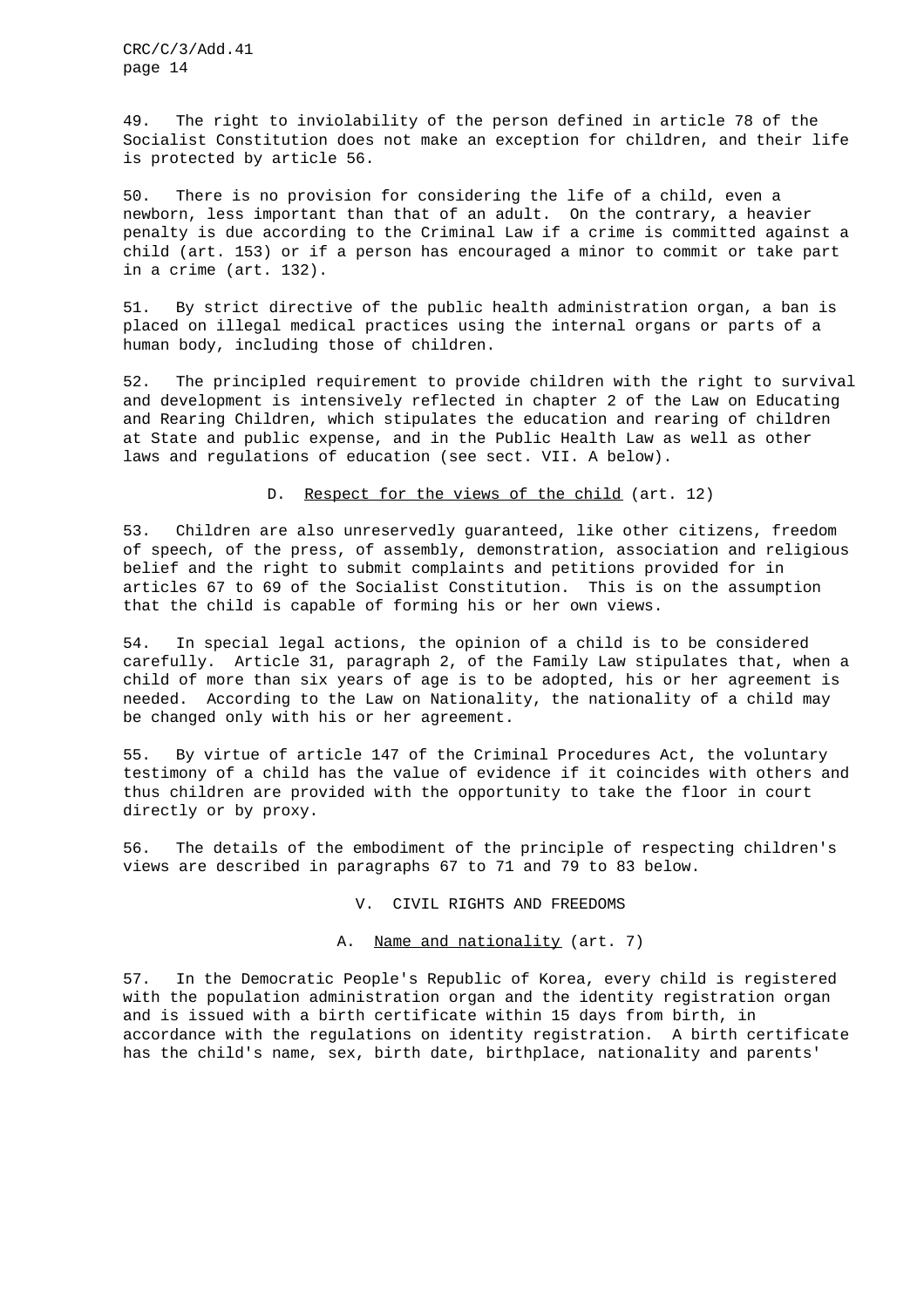49. The right to inviolability of the person defined in article 78 of the Socialist Constitution does not make an exception for children, and their life is protected by article 56.

50. There is no provision for considering the life of a child, even a newborn, less important than that of an adult. On the contrary, a heavier penalty is due according to the Criminal Law if a crime is committed against a child (art. 153) or if a person has encouraged a minor to commit or take part in a crime (art. 132).

51. By strict directive of the public health administration organ, a ban is placed on illegal medical practices using the internal organs or parts of a human body, including those of children.

52. The principled requirement to provide children with the right to survival and development is intensively reflected in chapter 2 of the Law on Educating and Rearing Children, which stipulates the education and rearing of children at State and public expense, and in the Public Health Law as well as other laws and regulations of education (see sect. VII. A below).

### D. Respect for the views of the child (art. 12)

53. Children are also unreservedly guaranteed, like other citizens, freedom of speech, of the press, of assembly, demonstration, association and religious belief and the right to submit complaints and petitions provided for in articles 67 to 69 of the Socialist Constitution. This is on the assumption that the child is capable of forming his or her own views.

54. In special legal actions, the opinion of a child is to be considered carefully. Article 31, paragraph 2, of the Family Law stipulates that, when a child of more than six years of age is to be adopted, his or her agreement is needed. According to the Law on Nationality, the nationality of a child may be changed only with his or her agreement.

55. By virtue of article 147 of the Criminal Procedures Act, the voluntary testimony of a child has the value of evidence if it coincides with others and thus children are provided with the opportunity to take the floor in court directly or by proxy.

56. The details of the embodiment of the principle of respecting children's views are described in paragraphs 67 to 71 and 79 to 83 below.

## V. CIVIL RIGHTS AND FREEDOMS

### A. Name and nationality (art. 7)

57. In the Democratic People's Republic of Korea, every child is registered with the population administration organ and the identity registration organ and is issued with a birth certificate within 15 days from birth, in accordance with the regulations on identity registration. A birth certificate has the child's name, sex, birth date, birthplace, nationality and parents'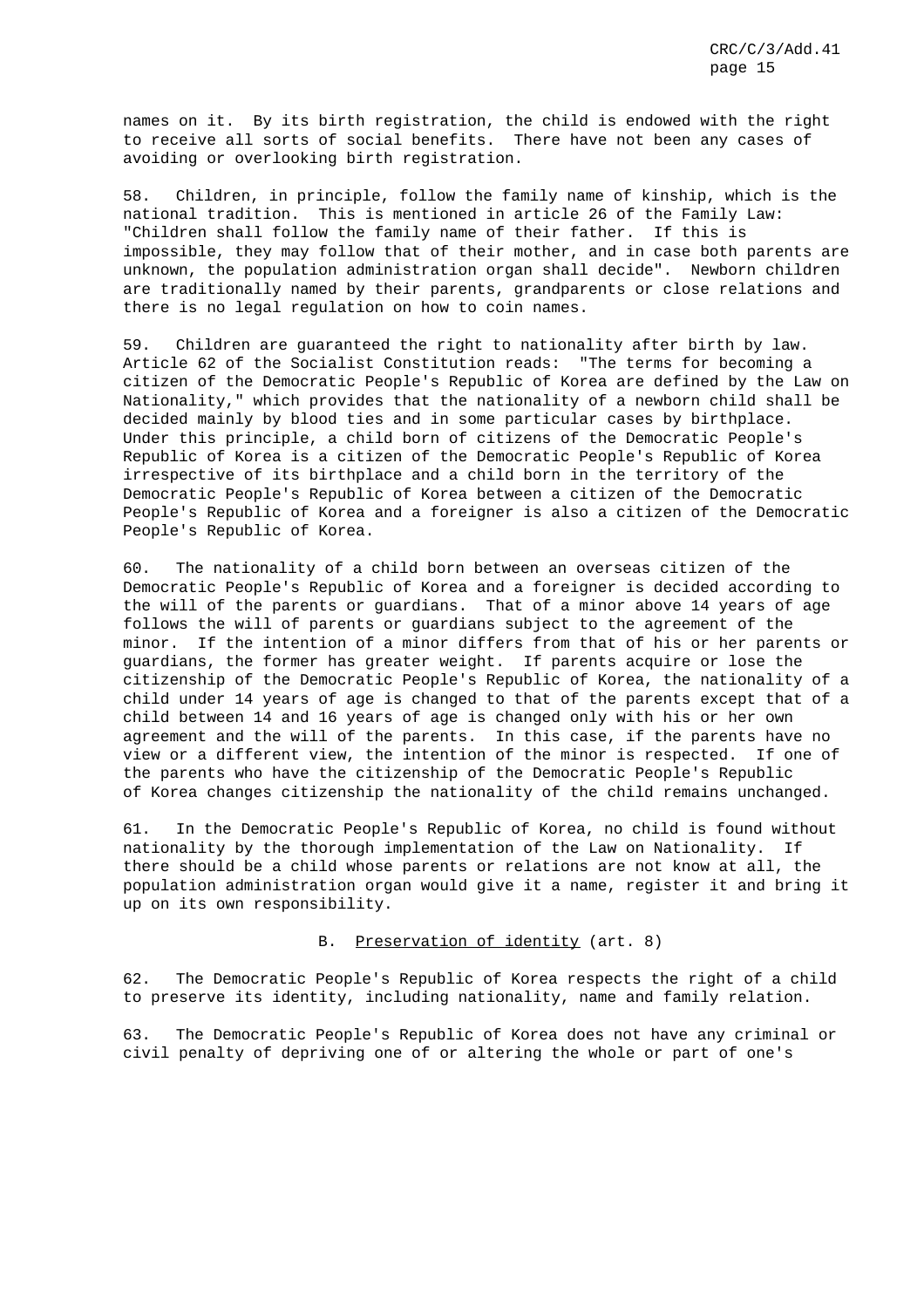names on it. By its birth registration, the child is endowed with the right to receive all sorts of social benefits. There have not been any cases of avoiding or overlooking birth registration.

58. Children, in principle, follow the family name of kinship, which is the national tradition. This is mentioned in article 26 of the Family Law: "Children shall follow the family name of their father. If this is impossible, they may follow that of their mother, and in case both parents are unknown, the population administration organ shall decide". Newborn children are traditionally named by their parents, grandparents or close relations and there is no legal regulation on how to coin names.

59. Children are guaranteed the right to nationality after birth by law. Article 62 of the Socialist Constitution reads: "The terms for becoming a citizen of the Democratic People's Republic of Korea are defined by the Law on Nationality," which provides that the nationality of a newborn child shall be decided mainly by blood ties and in some particular cases by birthplace. Under this principle, a child born of citizens of the Democratic People's Republic of Korea is a citizen of the Democratic People's Republic of Korea irrespective of its birthplace and a child born in the territory of the Democratic People's Republic of Korea between a citizen of the Democratic People's Republic of Korea and a foreigner is also a citizen of the Democratic People's Republic of Korea.

60. The nationality of a child born between an overseas citizen of the Democratic People's Republic of Korea and a foreigner is decided according to the will of the parents or guardians. That of a minor above 14 years of age follows the will of parents or guardians subject to the agreement of the minor. If the intention of a minor differs from that of his or her parents or guardians, the former has greater weight. If parents acquire or lose the citizenship of the Democratic People's Republic of Korea, the nationality of a child under 14 years of age is changed to that of the parents except that of a child between 14 and 16 years of age is changed only with his or her own agreement and the will of the parents. In this case, if the parents have no view or a different view, the intention of the minor is respected. If one of the parents who have the citizenship of the Democratic People's Republic of Korea changes citizenship the nationality of the child remains unchanged.

61. In the Democratic People's Republic of Korea, no child is found without nationality by the thorough implementation of the Law on Nationality. If there should be a child whose parents or relations are not know at all, the population administration organ would give it a name, register it and bring it up on its own responsibility.

### B. Preservation of identity (art. 8)

62. The Democratic People's Republic of Korea respects the right of a child to preserve its identity, including nationality, name and family relation.

63. The Democratic People's Republic of Korea does not have any criminal or civil penalty of depriving one of or altering the whole or part of one's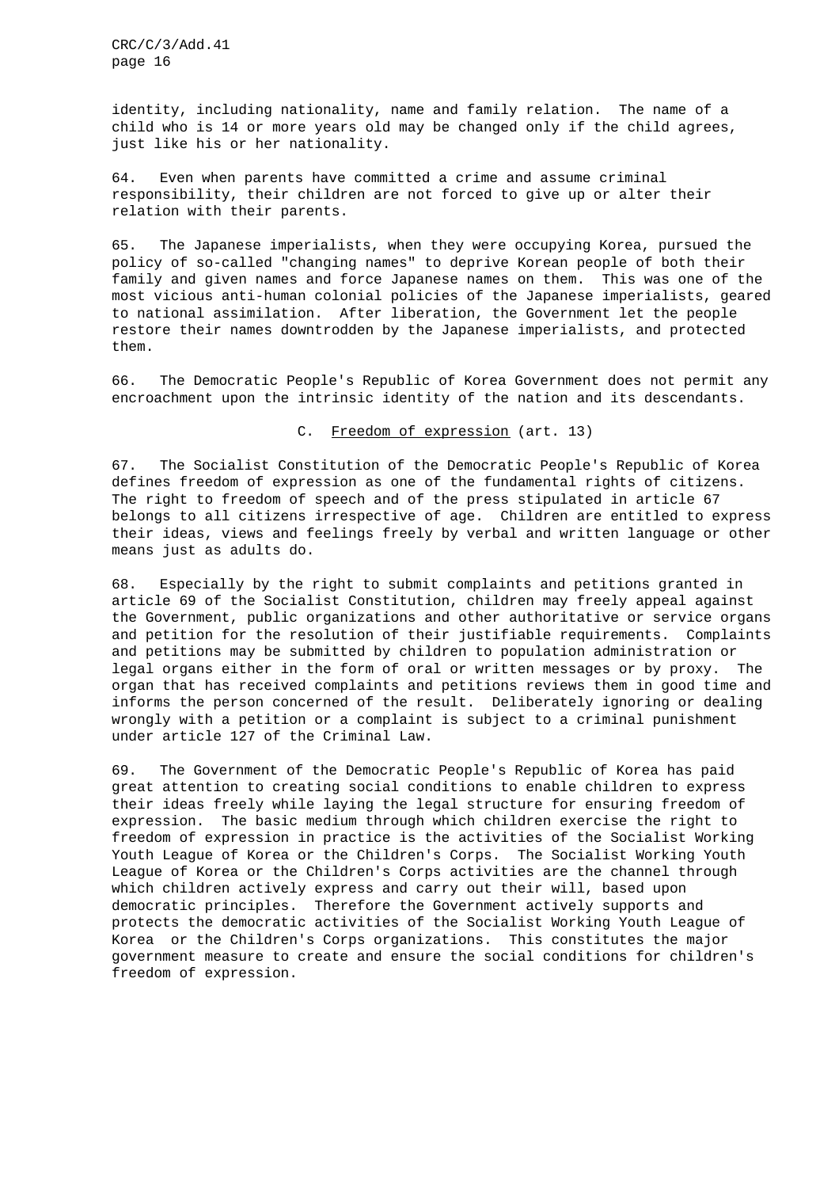identity, including nationality, name and family relation. The name of a child who is 14 or more years old may be changed only if the child agrees, just like his or her nationality.

64. Even when parents have committed a crime and assume criminal responsibility, their children are not forced to give up or alter their relation with their parents.

65. The Japanese imperialists, when they were occupying Korea, pursued the policy of so-called "changing names" to deprive Korean people of both their family and given names and force Japanese names on them. This was one of the most vicious anti-human colonial policies of the Japanese imperialists, geared to national assimilation. After liberation, the Government let the people restore their names downtrodden by the Japanese imperialists, and protected them.

66. The Democratic People's Republic of Korea Government does not permit any encroachment upon the intrinsic identity of the nation and its descendants.

### C. Freedom of expression (art. 13)

67. The Socialist Constitution of the Democratic People's Republic of Korea defines freedom of expression as one of the fundamental rights of citizens. The right to freedom of speech and of the press stipulated in article 67 belongs to all citizens irrespective of age. Children are entitled to express their ideas, views and feelings freely by verbal and written language or other means just as adults do.

68. Especially by the right to submit complaints and petitions granted in article 69 of the Socialist Constitution, children may freely appeal against the Government, public organizations and other authoritative or service organs and petition for the resolution of their justifiable requirements. Complaints and petitions may be submitted by children to population administration or legal organs either in the form of oral or written messages or by proxy. The organ that has received complaints and petitions reviews them in good time and informs the person concerned of the result. Deliberately ignoring or dealing wrongly with a petition or a complaint is subject to a criminal punishment under article 127 of the Criminal Law.

69. The Government of the Democratic People's Republic of Korea has paid great attention to creating social conditions to enable children to express their ideas freely while laying the legal structure for ensuring freedom of expression. The basic medium through which children exercise the right to freedom of expression in practice is the activities of the Socialist Working Youth League of Korea or the Children's Corps. The Socialist Working Youth League of Korea or the Children's Corps activities are the channel through which children actively express and carry out their will, based upon democratic principles. Therefore the Government actively supports and protects the democratic activities of the Socialist Working Youth League of Korea or the Children's Corps organizations. This constitutes the major government measure to create and ensure the social conditions for children's freedom of expression.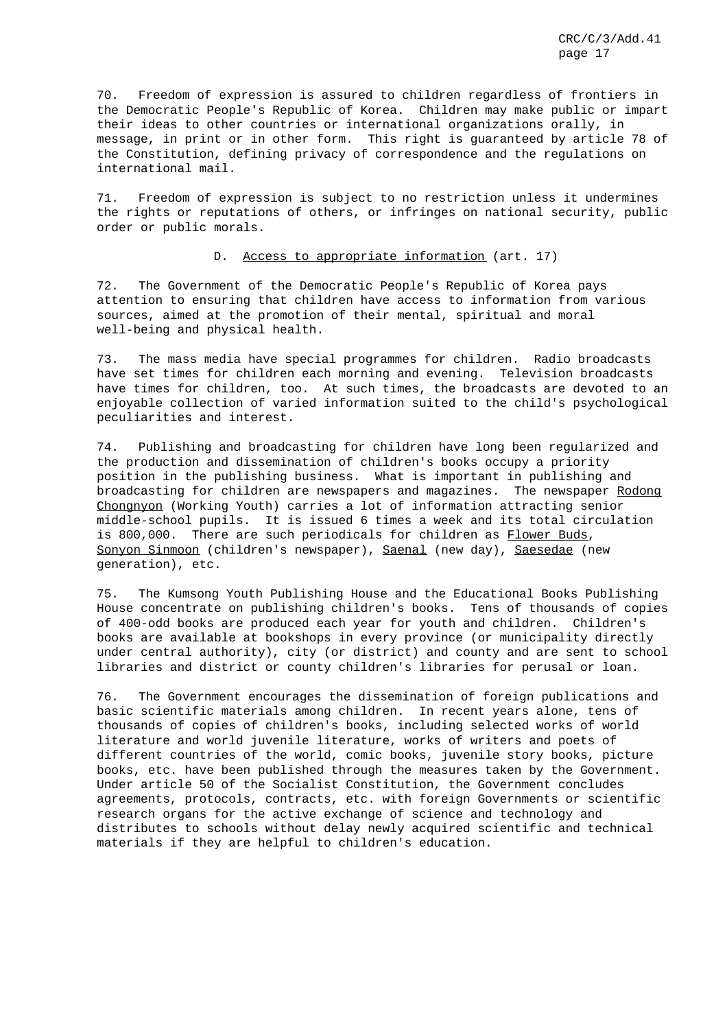70. Freedom of expression is assured to children regardless of frontiers in the Democratic People's Republic of Korea. Children may make public or impart their ideas to other countries or international organizations orally, in message, in print or in other form. This right is guaranteed by article 78 of the Constitution, defining privacy of correspondence and the regulations on international mail.

71. Freedom of expression is subject to no restriction unless it undermines the rights or reputations of others, or infringes on national security, public order or public morals.

## D. Access to appropriate information (art. 17)

72. The Government of the Democratic People's Republic of Korea pays attention to ensuring that children have access to information from various sources, aimed at the promotion of their mental, spiritual and moral well-being and physical health.

73. The mass media have special programmes for children. Radio broadcasts have set times for children each morning and evening. Television broadcasts have times for children, too. At such times, the broadcasts are devoted to an enjoyable collection of varied information suited to the child's psychological peculiarities and interest.

74. Publishing and broadcasting for children have long been regularized and the production and dissemination of children's books occupy a priority position in the publishing business. What is important in publishing and broadcasting for children are newspapers and magazines. The newspaper Rodong Chongnyon (Working Youth) carries a lot of information attracting senior middle-school pupils. It is issued 6 times a week and its total circulation is 800,000. There are such periodicals for children as Flower Buds, Sonyon Sinmoon (children's newspaper), Saenal (new day), Saesedae (new generation), etc.

75. The Kumsong Youth Publishing House and the Educational Books Publishing House concentrate on publishing children's books. Tens of thousands of copies of 400-odd books are produced each year for youth and children. Children's books are available at bookshops in every province (or municipality directly under central authority), city (or district) and county and are sent to school libraries and district or county children's libraries for perusal or loan.

76. The Government encourages the dissemination of foreign publications and basic scientific materials among children. In recent years alone, tens of thousands of copies of children's books, including selected works of world literature and world juvenile literature, works of writers and poets of different countries of the world, comic books, juvenile story books, picture books, etc. have been published through the measures taken by the Government. Under article 50 of the Socialist Constitution, the Government concludes agreements, protocols, contracts, etc. with foreign Governments or scientific research organs for the active exchange of science and technology and distributes to schools without delay newly acquired scientific and technical materials if they are helpful to children's education.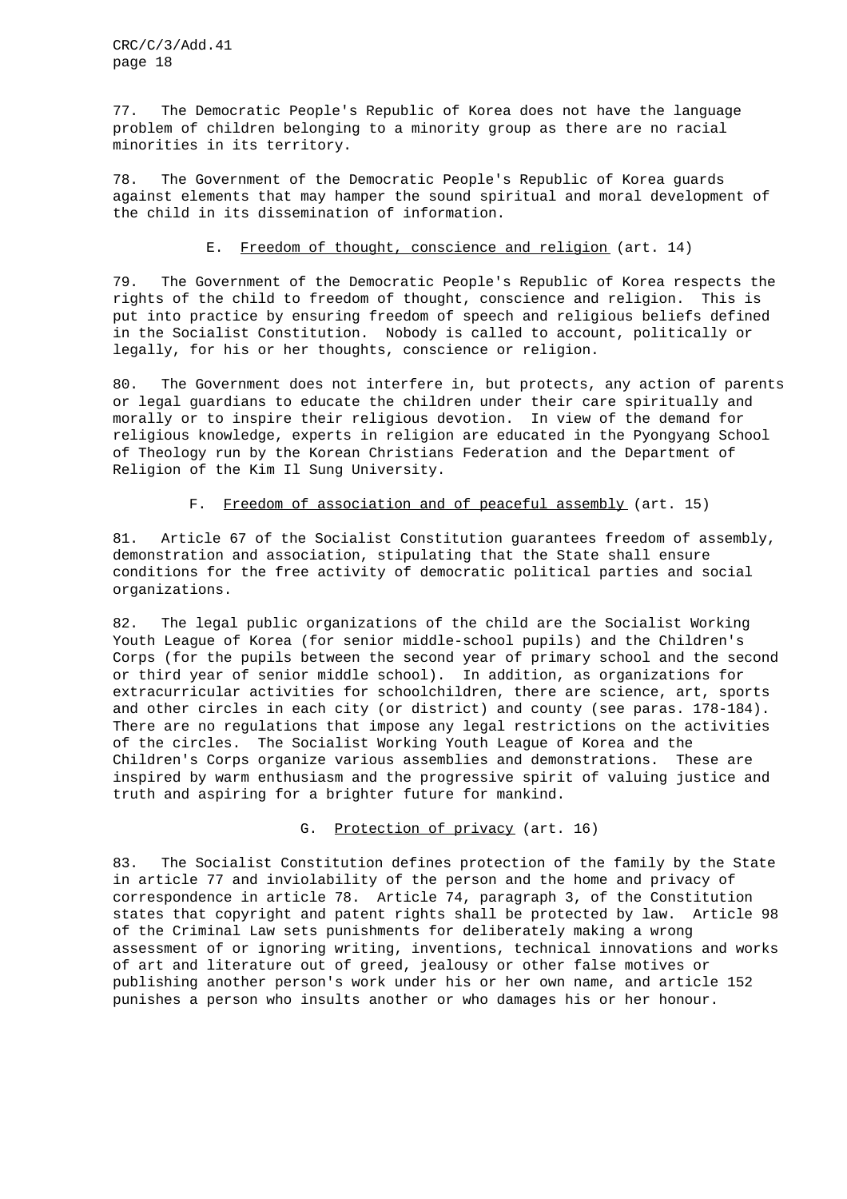77. The Democratic People's Republic of Korea does not have the language problem of children belonging to a minority group as there are no racial minorities in its territory.

78. The Government of the Democratic People's Republic of Korea guards against elements that may hamper the sound spiritual and moral development of the child in its dissemination of information.

### E. Freedom of thought, conscience and religion (art. 14)

79. The Government of the Democratic People's Republic of Korea respects the rights of the child to freedom of thought, conscience and religion. This is put into practice by ensuring freedom of speech and religious beliefs defined in the Socialist Constitution. Nobody is called to account, politically or legally, for his or her thoughts, conscience or religion.

80. The Government does not interfere in, but protects, any action of parents or legal guardians to educate the children under their care spiritually and morally or to inspire their religious devotion. In view of the demand for religious knowledge, experts in religion are educated in the Pyongyang School of Theology run by the Korean Christians Federation and the Department of Religion of the Kim Il Sung University.

### F. Freedom of association and of peaceful assembly (art. 15)

81. Article 67 of the Socialist Constitution guarantees freedom of assembly, demonstration and association, stipulating that the State shall ensure conditions for the free activity of democratic political parties and social organizations.

82. The legal public organizations of the child are the Socialist Working Youth League of Korea (for senior middle-school pupils) and the Children's Corps (for the pupils between the second year of primary school and the second or third year of senior middle school). In addition, as organizations for extracurricular activities for schoolchildren, there are science, art, sports and other circles in each city (or district) and county (see paras. 178-184). There are no regulations that impose any legal restrictions on the activities of the circles. The Socialist Working Youth League of Korea and the Children's Corps organize various assemblies and demonstrations. These are inspired by warm enthusiasm and the progressive spirit of valuing justice and truth and aspiring for a brighter future for mankind.

### G. Protection of privacy (art. 16)

83. The Socialist Constitution defines protection of the family by the State in article 77 and inviolability of the person and the home and privacy of correspondence in article 78. Article 74, paragraph 3, of the Constitution states that copyright and patent rights shall be protected by law. Article 98 of the Criminal Law sets punishments for deliberately making a wrong assessment of or ignoring writing, inventions, technical innovations and works of art and literature out of greed, jealousy or other false motives or publishing another person's work under his or her own name, and article 152 punishes a person who insults another or who damages his or her honour.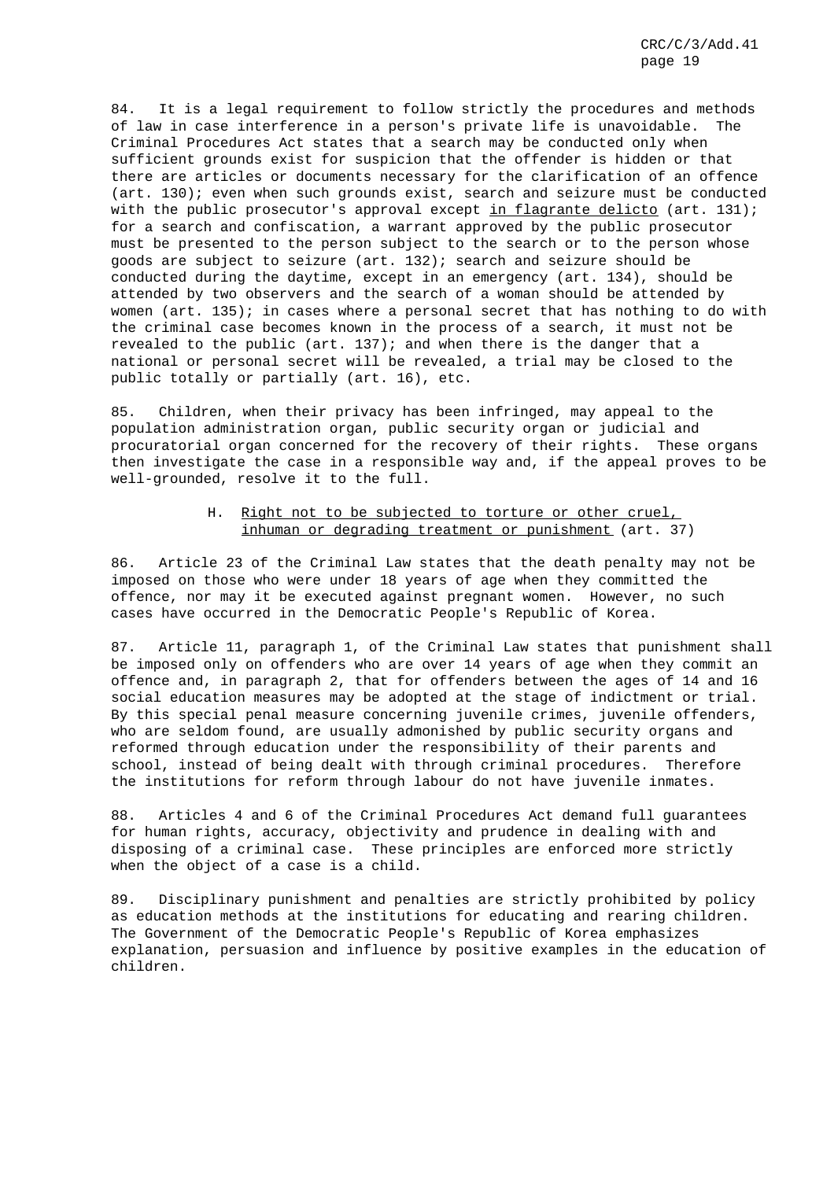84. It is a legal requirement to follow strictly the procedures and methods of law in case interference in a person's private life is unavoidable. The Criminal Procedures Act states that a search may be conducted only when sufficient grounds exist for suspicion that the offender is hidden or that there are articles or documents necessary for the clarification of an offence (art. 130); even when such grounds exist, search and seizure must be conducted with the public prosecutor's approval except _in flagrante delicto_ (art. 131); for a search and confiscation, a warrant approved by the public prosecutor must be presented to the person subject to the search or to the person whose goods are subject to seizure (art. 132); search and seizure should be conducted during the daytime, except in an emergency (art. 134), should be attended by two observers and the search of a woman should be attended by women (art. 135); in cases where a personal secret that has nothing to do with the criminal case becomes known in the process of a search, it must not be revealed to the public (art. 137); and when there is the danger that a national or personal secret will be revealed, a trial may be closed to the public totally or partially (art. 16), etc.

85. Children, when their privacy has been infringed, may appeal to the population administration organ, public security organ or judicial and procuratorial organ concerned for the recovery of their rights. These organs then investigate the case in a responsible way and, if the appeal proves to be well-grounded, resolve it to the full.

### H. Right not to be subjected to torture or other cruel, inhuman or degrading treatment or punishment (art. 37)

86. Article 23 of the Criminal Law states that the death penalty may not be imposed on those who were under 18 years of age when they committed the offence, nor may it be executed against pregnant women. However, no such cases have occurred in the Democratic People's Republic of Korea.

87. Article 11, paragraph 1, of the Criminal Law states that punishment shall be imposed only on offenders who are over 14 years of age when they commit an offence and, in paragraph 2, that for offenders between the ages of 14 and 16 social education measures may be adopted at the stage of indictment or trial. By this special penal measure concerning juvenile crimes, juvenile offenders, who are seldom found, are usually admonished by public security organs and reformed through education under the responsibility of their parents and school, instead of being dealt with through criminal procedures. Therefore the institutions for reform through labour do not have juvenile inmates.

88. Articles 4 and 6 of the Criminal Procedures Act demand full guarantees for human rights, accuracy, objectivity and prudence in dealing with and disposing of a criminal case. These principles are enforced more strictly when the object of a case is a child.

89. Disciplinary punishment and penalties are strictly prohibited by policy as education methods at the institutions for educating and rearing children. The Government of the Democratic People's Republic of Korea emphasizes explanation, persuasion and influence by positive examples in the education of children.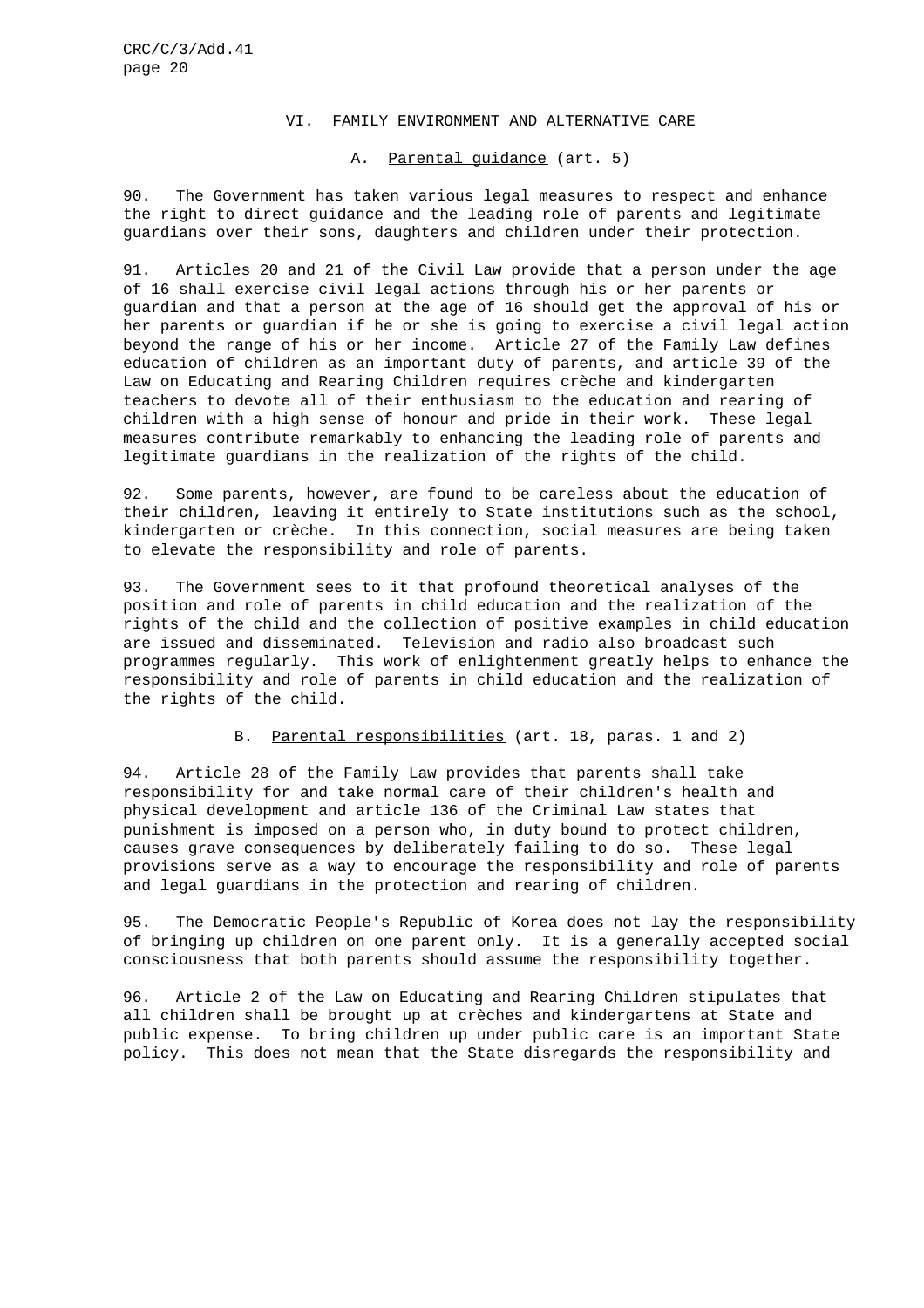## VI. FAMILY ENVIRONMENT AND ALTERNATIVE CARE

### A. Parental guidance (art. 5)

90. The Government has taken various legal measures to respect and enhance the right to direct guidance and the leading role of parents and legitimate guardians over their sons, daughters and children under their protection.

91. Articles 20 and 21 of the Civil Law provide that a person under the age of 16 shall exercise civil legal actions through his or her parents or guardian and that a person at the age of 16 should get the approval of his or her parents or guardian if he or she is going to exercise a civil legal action beyond the range of his or her income. Article 27 of the Family Law defines education of children as an important duty of parents, and article 39 of the Law on Educating and Rearing Children requires crèche and kindergarten teachers to devote all of their enthusiasm to the education and rearing of children with a high sense of honour and pride in their work. These legal measures contribute remarkably to enhancing the leading role of parents and legitimate guardians in the realization of the rights of the child.

92. Some parents, however, are found to be careless about the education of their children, leaving it entirely to State institutions such as the school, kindergarten or crèche. In this connection, social measures are being taken to elevate the responsibility and role of parents.

93. The Government sees to it that profound theoretical analyses of the position and role of parents in child education and the realization of the rights of the child and the collection of positive examples in child education are issued and disseminated. Television and radio also broadcast such programmes regularly. This work of enlightenment greatly helps to enhance the responsibility and role of parents in child education and the realization of the rights of the child.

### B. Parental responsibilities (art. 18, paras. 1 and 2)

94. Article 28 of the Family Law provides that parents shall take responsibility for and take normal care of their children's health and physical development and article 136 of the Criminal Law states that punishment is imposed on a person who, in duty bound to protect children, causes grave consequences by deliberately failing to do so. These legal provisions serve as a way to encourage the responsibility and role of parents and legal guardians in the protection and rearing of children.

95. The Democratic People's Republic of Korea does not lay the responsibility of bringing up children on one parent only. It is a generally accepted social consciousness that both parents should assume the responsibility together.

96. Article 2 of the Law on Educating and Rearing Children stipulates that all children shall be brought up at crèches and kindergartens at State and public expense. To bring children up under public care is an important State policy. This does not mean that the State disregards the responsibility and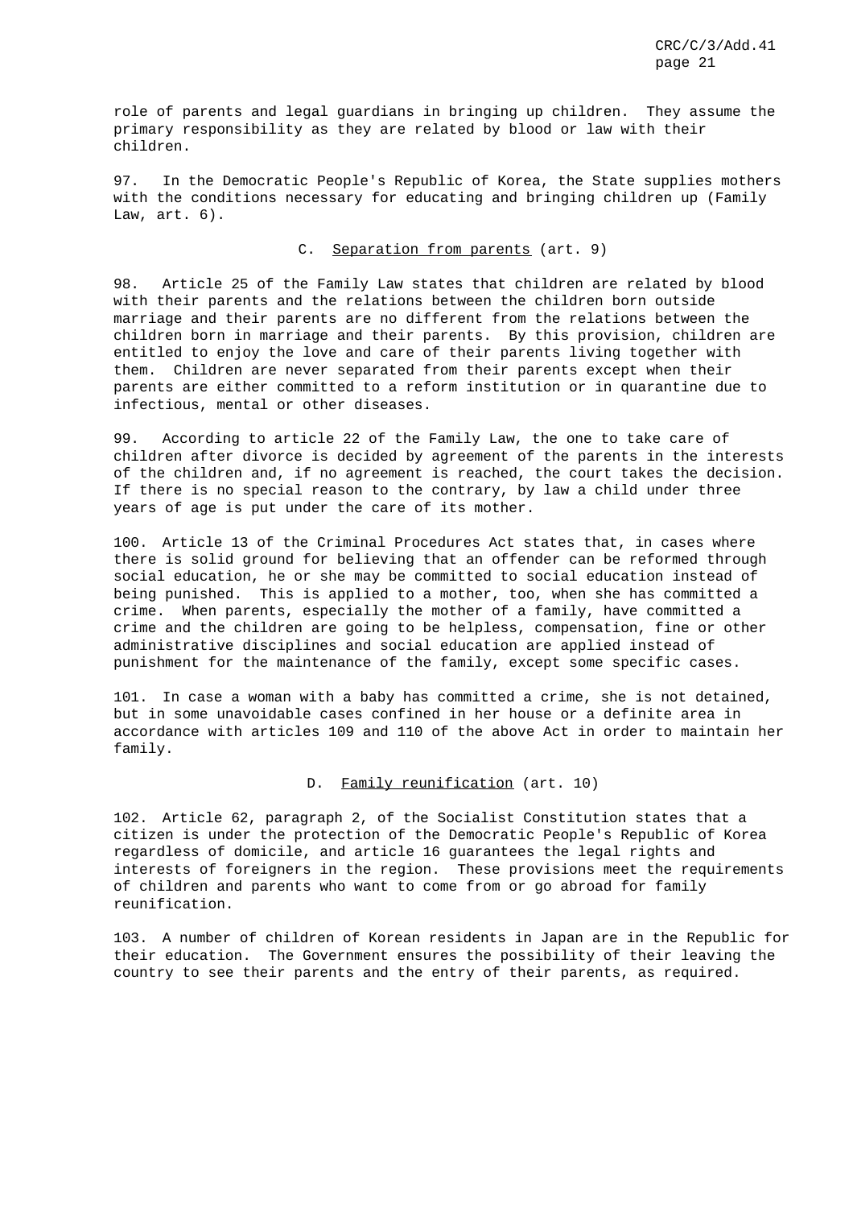role of parents and legal guardians in bringing up children. They assume the primary responsibility as they are related by blood or law with their children.

97. In the Democratic People's Republic of Korea, the State supplies mothers with the conditions necessary for educating and bringing children up (Family Law, art. 6).

### C. Separation from parents (art. 9)

98. Article 25 of the Family Law states that children are related by blood with their parents and the relations between the children born outside marriage and their parents are no different from the relations between the children born in marriage and their parents. By this provision, children are entitled to enjoy the love and care of their parents living together with them. Children are never separated from their parents except when their parents are either committed to a reform institution or in quarantine due to infectious, mental or other diseases.

99. According to article 22 of the Family Law, the one to take care of children after divorce is decided by agreement of the parents in the interests of the children and, if no agreement is reached, the court takes the decision. If there is no special reason to the contrary, by law a child under three years of age is put under the care of its mother.

100. Article 13 of the Criminal Procedures Act states that, in cases where there is solid ground for believing that an offender can be reformed through social education, he or she may be committed to social education instead of being punished. This is applied to a mother, too, when she has committed a crime. When parents, especially the mother of a family, have committed a crime and the children are going to be helpless, compensation, fine or other administrative disciplines and social education are applied instead of punishment for the maintenance of the family, except some specific cases.

101. In case a woman with a baby has committed a crime, she is not detained, but in some unavoidable cases confined in her house or a definite area in accordance with articles 109 and 110 of the above Act in order to maintain her family.

### D. Family reunification (art. 10)

102. Article 62, paragraph 2, of the Socialist Constitution states that a citizen is under the protection of the Democratic People's Republic of Korea regardless of domicile, and article 16 guarantees the legal rights and interests of foreigners in the region. These provisions meet the requirements of children and parents who want to come from or go abroad for family reunification.

103. A number of children of Korean residents in Japan are in the Republic for their education. The Government ensures the possibility of their leaving the country to see their parents and the entry of their parents, as required.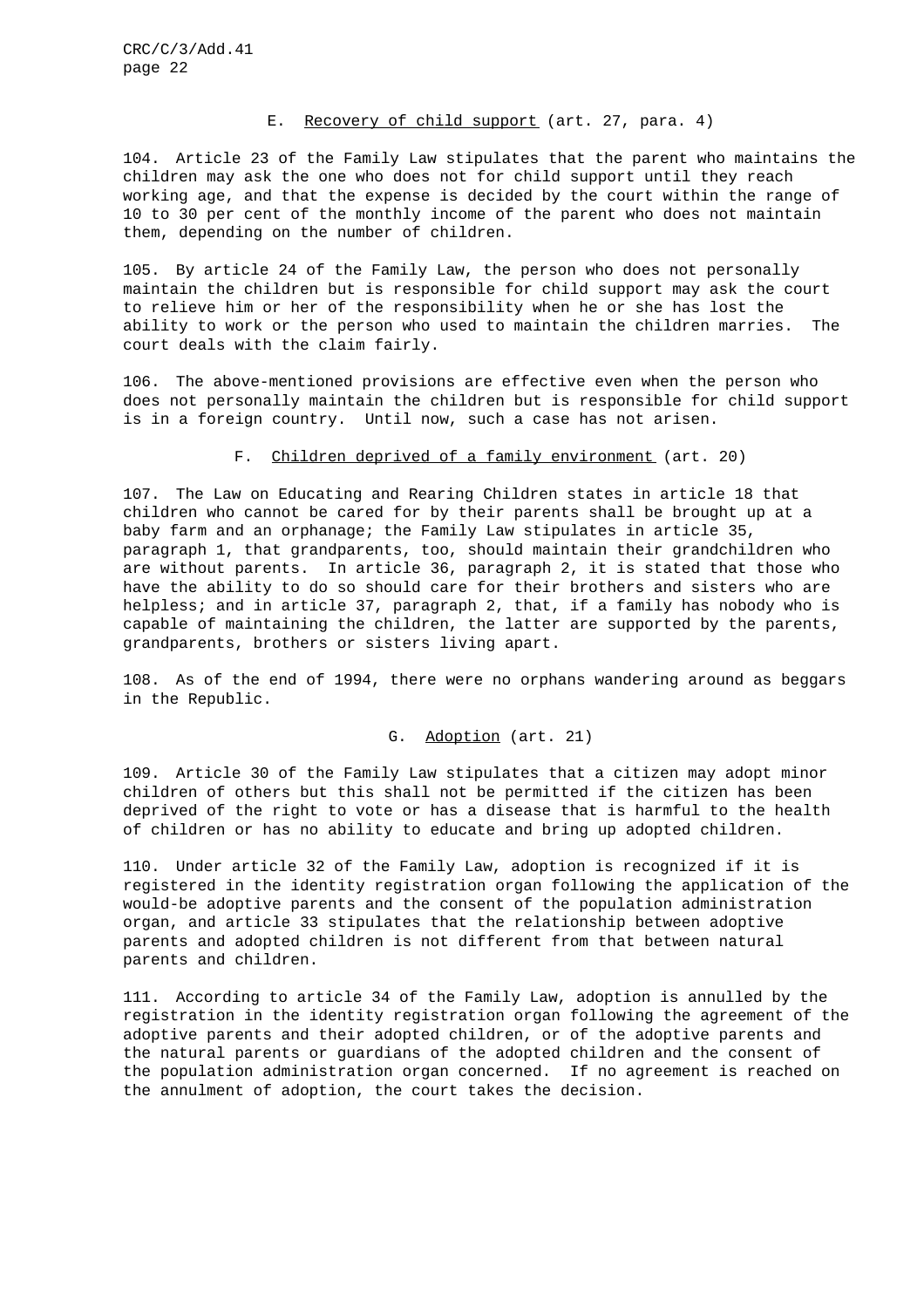### E. Recovery of child support (art. 27, para. 4)

104. Article 23 of the Family Law stipulates that the parent who maintains the children may ask the one who does not for child support until they reach working age, and that the expense is decided by the court within the range of 10 to 30 per cent of the monthly income of the parent who does not maintain them, depending on the number of children.

105. By article 24 of the Family Law, the person who does not personally maintain the children but is responsible for child support may ask the court to relieve him or her of the responsibility when he or she has lost the ability to work or the person who used to maintain the children marries. The court deals with the claim fairly.

106. The above-mentioned provisions are effective even when the person who does not personally maintain the children but is responsible for child support is in a foreign country. Until now, such a case has not arisen.

### F. Children deprived of a family environment (art. 20)

107. The Law on Educating and Rearing Children states in article 18 that children who cannot be cared for by their parents shall be brought up at a baby farm and an orphanage; the Family Law stipulates in article 35, paragraph 1, that grandparents, too, should maintain their grandchildren who are without parents. In article 36, paragraph 2, it is stated that those who have the ability to do so should care for their brothers and sisters who are helpless; and in article 37, paragraph 2, that, if a family has nobody who is capable of maintaining the children, the latter are supported by the parents, grandparents, brothers or sisters living apart.

108. As of the end of 1994, there were no orphans wandering around as beggars in the Republic.

### G. Adoption (art. 21)

109. Article 30 of the Family Law stipulates that a citizen may adopt minor children of others but this shall not be permitted if the citizen has been deprived of the right to vote or has a disease that is harmful to the health of children or has no ability to educate and bring up adopted children.

110. Under article 32 of the Family Law, adoption is recognized if it is registered in the identity registration organ following the application of the would-be adoptive parents and the consent of the population administration organ, and article 33 stipulates that the relationship between adoptive parents and adopted children is not different from that between natural parents and children.

111. According to article 34 of the Family Law, adoption is annulled by the registration in the identity registration organ following the agreement of the adoptive parents and their adopted children, or of the adoptive parents and the natural parents or guardians of the adopted children and the consent of the population administration organ concerned. If no agreement is reached on the annulment of adoption, the court takes the decision.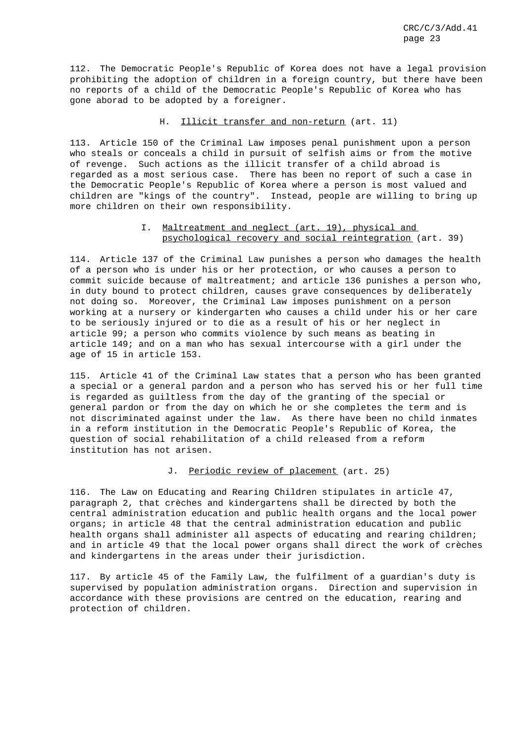112. The Democratic People's Republic of Korea does not have a legal provision prohibiting the adoption of children in a foreign country, but there have been no reports of a child of the Democratic People's Republic of Korea who has gone aborad to be adopted by a foreigner.

### H. Illicit transfer and non-return (art. 11)

113. Article 150 of the Criminal Law imposes penal punishment upon a person who steals or conceals a child in pursuit of selfish aims or from the motive of revenge. Such actions as the illicit transfer of a child abroad is regarded as a most serious case. There has been no report of such a case in the Democratic People's Republic of Korea where a person is most valued and children are "kings of the country". Instead, people are willing to bring up more children on their own responsibility.

### I. Maltreatment and neglect (art. 19), physical and psychological recovery and social reintegration (art. 39)

114. Article 137 of the Criminal Law punishes a person who damages the health of a person who is under his or her protection, or who causes a person to commit suicide because of maltreatment; and article 136 punishes a person who, in duty bound to protect children, causes grave consequences by deliberately not doing so. Moreover, the Criminal Law imposes punishment on a person working at a nursery or kindergarten who causes a child under his or her care to be seriously injured or to die as a result of his or her neglect in article 99; a person who commits violence by such means as beating in article 149; and on a man who has sexual intercourse with a girl under the age of 15 in article 153.

115. Article 41 of the Criminal Law states that a person who has been granted a special or a general pardon and a person who has served his or her full time is regarded as guiltless from the day of the granting of the special or general pardon or from the day on which he or she completes the term and is not discriminated against under the law. As there have been no child inmates in a reform institution in the Democratic People's Republic of Korea, the question of social rehabilitation of a child released from a reform institution has not arisen.

### J. Periodic review of placement (art. 25)

116. The Law on Educating and Rearing Children stipulates in article 47, paragraph 2, that crèches and kindergartens shall be directed by both the central administration education and public health organs and the local power organs; in article 48 that the central administration education and public health organs shall administer all aspects of educating and rearing children; and in article 49 that the local power organs shall direct the work of crèches and kindergartens in the areas under their jurisdiction.

117. By article 45 of the Family Law, the fulfilment of a guardian's duty is supervised by population administration organs. Direction and supervision in accordance with these provisions are centred on the education, rearing and protection of children.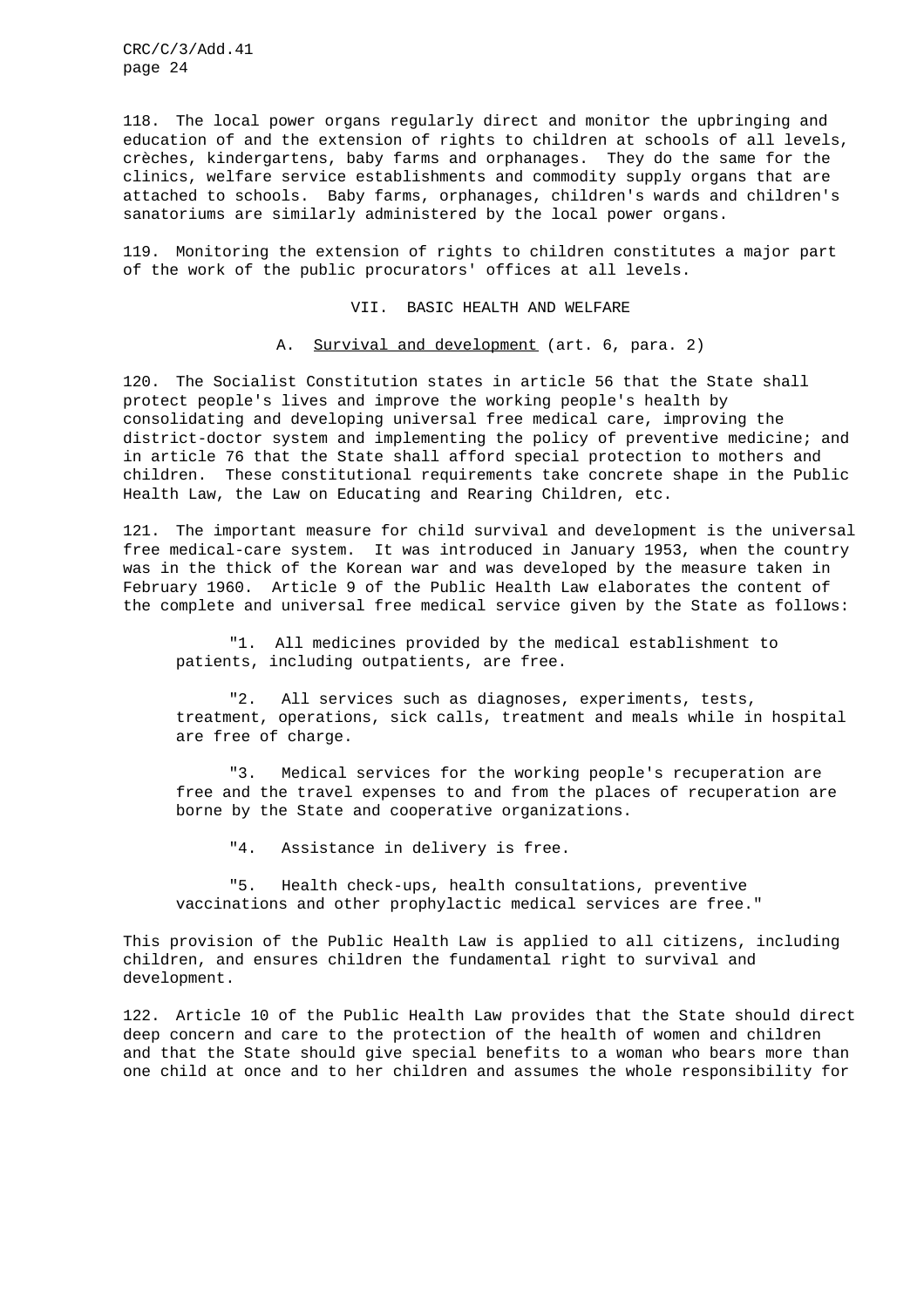118. The local power organs regularly direct and monitor the upbringing and education of and the extension of rights to children at schools of all levels, crèches, kindergartens, baby farms and orphanages. They do the same for the clinics, welfare service establishments and commodity supply organs that are attached to schools. Baby farms, orphanages, children's wards and children's sanatoriums are similarly administered by the local power organs.

119. Monitoring the extension of rights to children constitutes a major part of the work of the public procurators' offices at all levels.

## VII. BASIC HEALTH AND WELFARE

### A. Survival and development (art. 6, para. 2)

120. The Socialist Constitution states in article 56 that the State shall protect people's lives and improve the working people's health by consolidating and developing universal free medical care, improving the district-doctor system and implementing the policy of preventive medicine; and in article 76 that the State shall afford special protection to mothers and children. These constitutional requirements take concrete shape in the Public Health Law, the Law on Educating and Rearing Children, etc.

121. The important measure for child survival and development is the universal free medical-care system. It was introduced in January 1953, when the country was in the thick of the Korean war and was developed by the measure taken in February 1960. Article 9 of the Public Health Law elaborates the content of the complete and universal free medical service given by the State as follows:

> "1. All medicines provided by the medical establishment to patients, including outpatients, are free.
>
> "2. All services such as diagnoses, experiments, tests, treatment, operations, sick calls, treatment and meals while in hospital are free of charge.
>
> "3. Medical services for the working people's recuperation are free and the travel expenses to and from the places of recuperation are borne by the State and cooperative organizations.
>
> "4. Assistance in delivery is free.
>
> "5. Health check-ups, health consultations, preventive vaccinations and other prophylactic medical services are free."

This provision of the Public Health Law is applied to all citizens, including children, and ensures children the fundamental right to survival and development.

122. Article 10 of the Public Health Law provides that the State should direct deep concern and care to the protection of the health of women and children and that the State should give special benefits to a woman who bears more than one child at once and to her children and assumes the whole responsibility for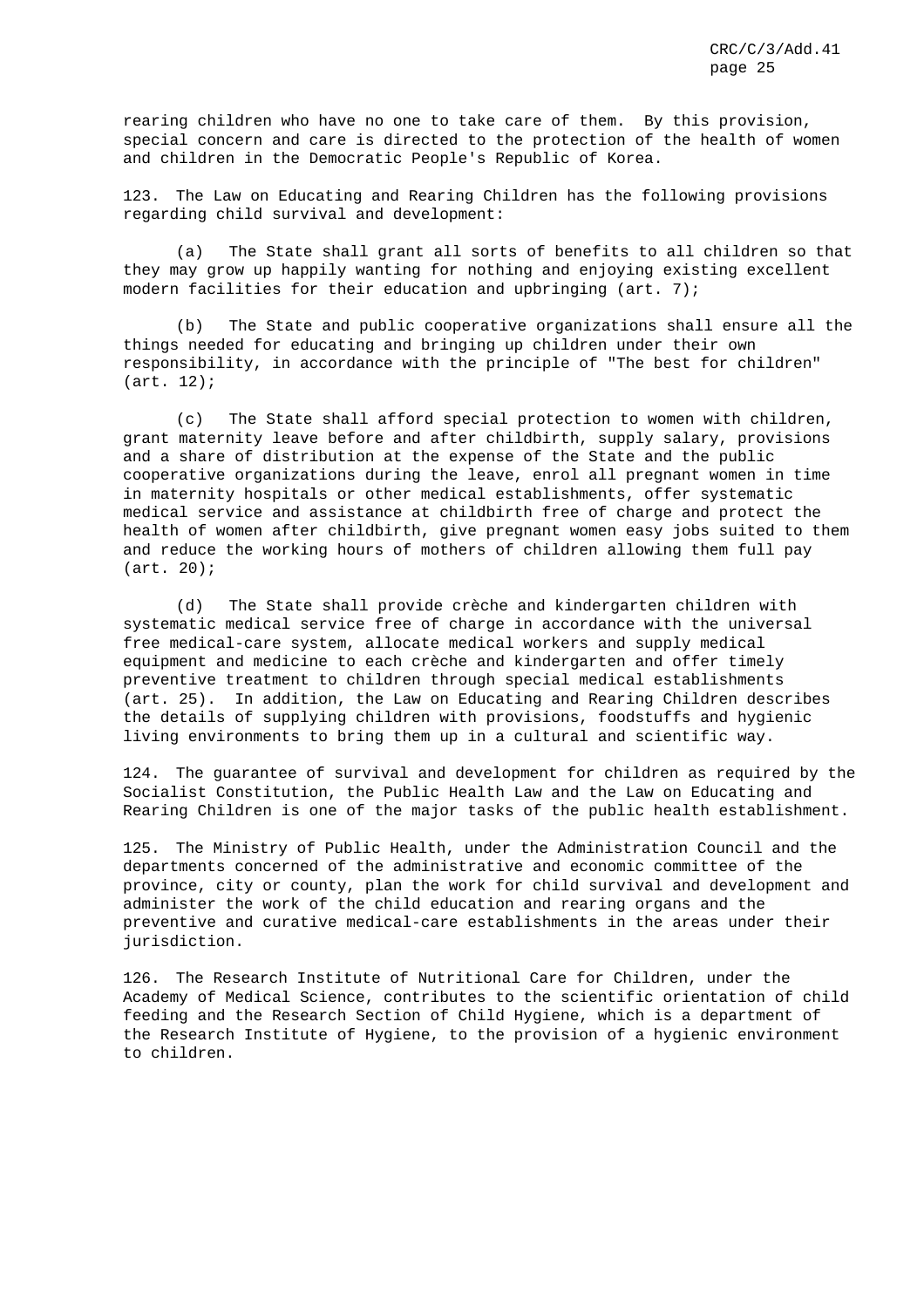rearing children who have no one to take care of them. By this provision, special concern and care is directed to the protection of the health of women and children in the Democratic People's Republic of Korea.

123. The Law on Educating and Rearing Children has the following provisions regarding child survival and development:

(a) The State shall grant all sorts of benefits to all children so that they may grow up happily wanting for nothing and enjoying existing excellent modern facilities for their education and upbringing (art. 7);

(b) The State and public cooperative organizations shall ensure all the things needed for educating and bringing up children under their own responsibility, in accordance with the principle of "The best for children" (art. 12);

(c) The State shall afford special protection to women with children, grant maternity leave before and after childbirth, supply salary, provisions and a share of distribution at the expense of the State and the public cooperative organizations during the leave, enrol all pregnant women in time in maternity hospitals or other medical establishments, offer systematic medical service and assistance at childbirth free of charge and protect the health of women after childbirth, give pregnant women easy jobs suited to them and reduce the working hours of mothers of children allowing them full pay (art. 20);

(d) The State shall provide crèche and kindergarten children with systematic medical service free of charge in accordance with the universal free medical-care system, allocate medical workers and supply medical equipment and medicine to each crèche and kindergarten and offer timely preventive treatment to children through special medical establishments (art. 25). In addition, the Law on Educating and Rearing Children describes the details of supplying children with provisions, foodstuffs and hygienic living environments to bring them up in a cultural and scientific way.

124. The guarantee of survival and development for children as required by the Socialist Constitution, the Public Health Law and the Law on Educating and Rearing Children is one of the major tasks of the public health establishment.

125. The Ministry of Public Health, under the Administration Council and the departments concerned of the administrative and economic committee of the province, city or county, plan the work for child survival and development and administer the work of the child education and rearing organs and the preventive and curative medical-care establishments in the areas under their jurisdiction.

126. The Research Institute of Nutritional Care for Children, under the Academy of Medical Science, contributes to the scientific orientation of child feeding and the Research Section of Child Hygiene, which is a department of the Research Institute of Hygiene, to the provision of a hygienic environment to children.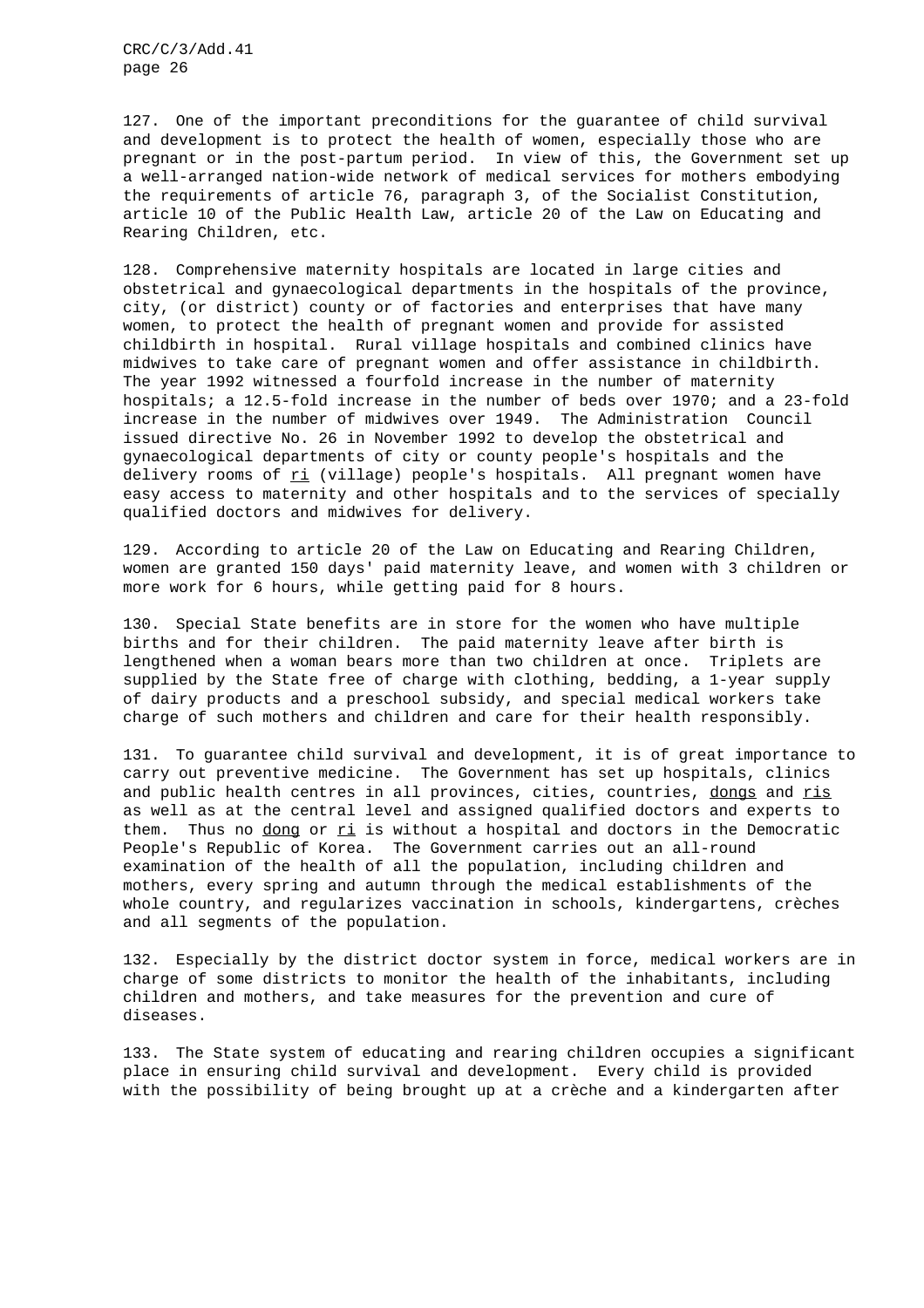127. One of the important preconditions for the guarantee of child survival and development is to protect the health of women, especially those who are pregnant or in the post-partum period. In view of this, the Government set up a well-arranged nation-wide network of medical services for mothers embodying the requirements of article 76, paragraph 3, of the Socialist Constitution, article 10 of the Public Health Law, article 20 of the Law on Educating and Rearing Children, etc.

128. Comprehensive maternity hospitals are located in large cities and obstetrical and gynaecological departments in the hospitals of the province, city, (or district) county or of factories and enterprises that have many women, to protect the health of pregnant women and provide for assisted childbirth in hospital. Rural village hospitals and combined clinics have midwives to take care of pregnant women and offer assistance in childbirth. The year 1992 witnessed a fourfold increase in the number of maternity hospitals; a 12.5-fold increase in the number of beds over 1970; and a 23-fold increase in the number of midwives over 1949. The Administration Council issued directive No. 26 in November 1992 to develop the obstetrical and gynaecological departments of city or county people's hospitals and the delivery rooms of _ri_ (village) people's hospitals. All pregnant women have easy access to maternity and other hospitals and to the services of specially qualified doctors and midwives for delivery.

129. According to article 20 of the Law on Educating and Rearing Children, women are granted 150 days' paid maternity leave, and women with 3 children or more work for 6 hours, while getting paid for 8 hours.

130. Special State benefits are in store for the women who have multiple births and for their children. The paid maternity leave after birth is lengthened when a woman bears more than two children at once. Triplets are supplied by the State free of charge with clothing, bedding, a 1-year supply of dairy products and a preschool subsidy, and special medical workers take charge of such mothers and children and care for their health responsibly.

131. To guarantee child survival and development, it is of great importance to carry out preventive medicine. The Government has set up hospitals, clinics and public health centres in all provinces, cities, countries, _dongs_ and _ris_ as well as at the central level and assigned qualified doctors and experts to them. Thus no _dong_ or _ri_ is without a hospital and doctors in the Democratic People's Republic of Korea. The Government carries out an all-round examination of the health of all the population, including children and mothers, every spring and autumn through the medical establishments of the whole country, and regularizes vaccination in schools, kindergartens, crèches and all segments of the population.

132. Especially by the district doctor system in force, medical workers are in charge of some districts to monitor the health of the inhabitants, including children and mothers, and take measures for the prevention and cure of diseases.

133. The State system of educating and rearing children occupies a significant place in ensuring child survival and development. Every child is provided with the possibility of being brought up at a crèche and a kindergarten after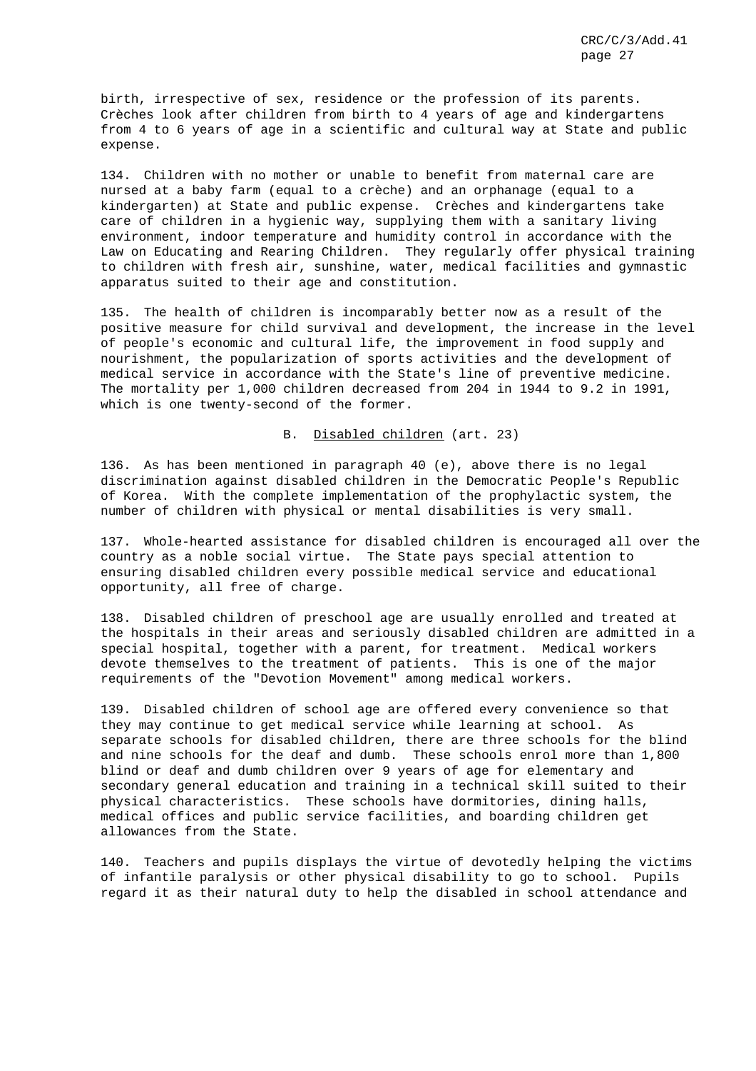birth, irrespective of sex, residence or the profession of its parents. Crèches look after children from birth to 4 years of age and kindergartens from 4 to 6 years of age in a scientific and cultural way at State and public expense.

134. Children with no mother or unable to benefit from maternal care are nursed at a baby farm (equal to a crèche) and an orphanage (equal to a kindergarten) at State and public expense. Crèches and kindergartens take care of children in a hygienic way, supplying them with a sanitary living environment, indoor temperature and humidity control in accordance with the Law on Educating and Rearing Children. They regularly offer physical training to children with fresh air, sunshine, water, medical facilities and gymnastic apparatus suited to their age and constitution.

135. The health of children is incomparably better now as a result of the positive measure for child survival and development, the increase in the level of people's economic and cultural life, the improvement in food supply and nourishment, the popularization of sports activities and the development of medical service in accordance with the State's line of preventive medicine. The mortality per 1,000 children decreased from 204 in 1944 to 9.2 in 1991, which is one twenty-second of the former.

### B. <u>Disabled children</u> (art. 23)

136. As has been mentioned in paragraph 40 (e), above there is no legal discrimination against disabled children in the Democratic People's Republic of Korea. With the complete implementation of the prophylactic system, the number of children with physical or mental disabilities is very small.

137. Whole-hearted assistance for disabled children is encouraged all over the country as a noble social virtue. The State pays special attention to ensuring disabled children every possible medical service and educational opportunity, all free of charge.

138. Disabled children of preschool age are usually enrolled and treated at the hospitals in their areas and seriously disabled children are admitted in a special hospital, together with a parent, for treatment. Medical workers devote themselves to the treatment of patients. This is one of the major requirements of the "Devotion Movement" among medical workers.

139. Disabled children of school age are offered every convenience so that they may continue to get medical service while learning at school. As separate schools for disabled children, there are three schools for the blind and nine schools for the deaf and dumb. These schools enrol more than 1,800 blind or deaf and dumb children over 9 years of age for elementary and secondary general education and training in a technical skill suited to their physical characteristics. These schools have dormitories, dining halls, medical offices and public service facilities, and boarding children get allowances from the State.

140. Teachers and pupils displays the virtue of devotedly helping the victims of infantile paralysis or other physical disability to go to school. Pupils regard it as their natural duty to help the disabled in school attendance and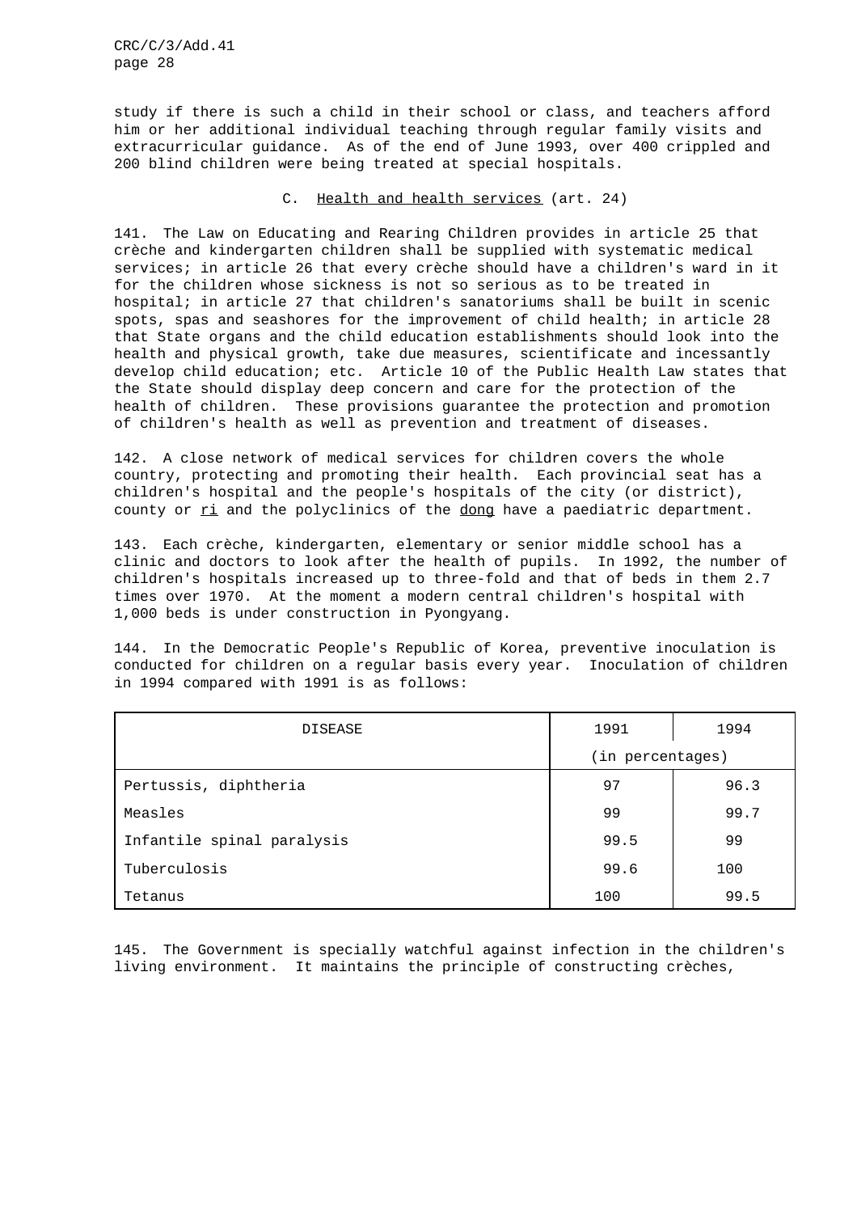study if there is such a child in their school or class, and teachers afford him or her additional individual teaching through regular family visits and extracurricular guidance. As of the end of June 1993, over 400 crippled and 200 blind children were being treated at special hospitals.

## C. Health and health services (art. 24)

141. The Law on Educating and Rearing Children provides in article 25 that crèche and kindergarten children shall be supplied with systematic medical services; in article 26 that every crèche should have a children's ward in it for the children whose sickness is not so serious as to be treated in hospital; in article 27 that children's sanatoriums shall be built in scenic spots, spas and seashores for the improvement of child health; in article 28 that State organs and the child education establishments should look into the health and physical growth, take due measures, scientificate and incessantly develop child education; etc. Article 10 of the Public Health Law states that the State should display deep concern and care for the protection of the health of children. These provisions guarantee the protection and promotion of children's health as well as prevention and treatment of diseases.

142. A close network of medical services for children covers the whole country, protecting and promoting their health. Each provincial seat has a children's hospital and the people's hospitals of the city (or district), county or ri and the polyclinics of the dong have a paediatric department.

143. Each crèche, kindergarten, elementary or senior middle school has a clinic and doctors to look after the health of pupils. In 1992, the number of children's hospitals increased up to three-fold and that of beds in them 2.7 times over 1970. At the moment a modern central children's hospital with 1,000 beds is under construction in Pyongyang.

144. In the Democratic People's Republic of Korea, preventive inoculation is conducted for children on a regular basis every year. Inoculation of children in 1994 compared with 1991 is as follows:

| DISEASE | 1991 | 1994 |
|---|---|---|
| | (in percentages) | |
| Pertussis, diphtheria | 97 | 96.3 |
| Measles | 99 | 99.7 |
| Infantile spinal paralysis | 99.5 | 99 |
| Tuberculosis | 99.6 | 100 |
| Tetanus | 100 | 99.5 |

145. The Government is specially watchful against infection in the children's living environment. It maintains the principle of constructing crèches,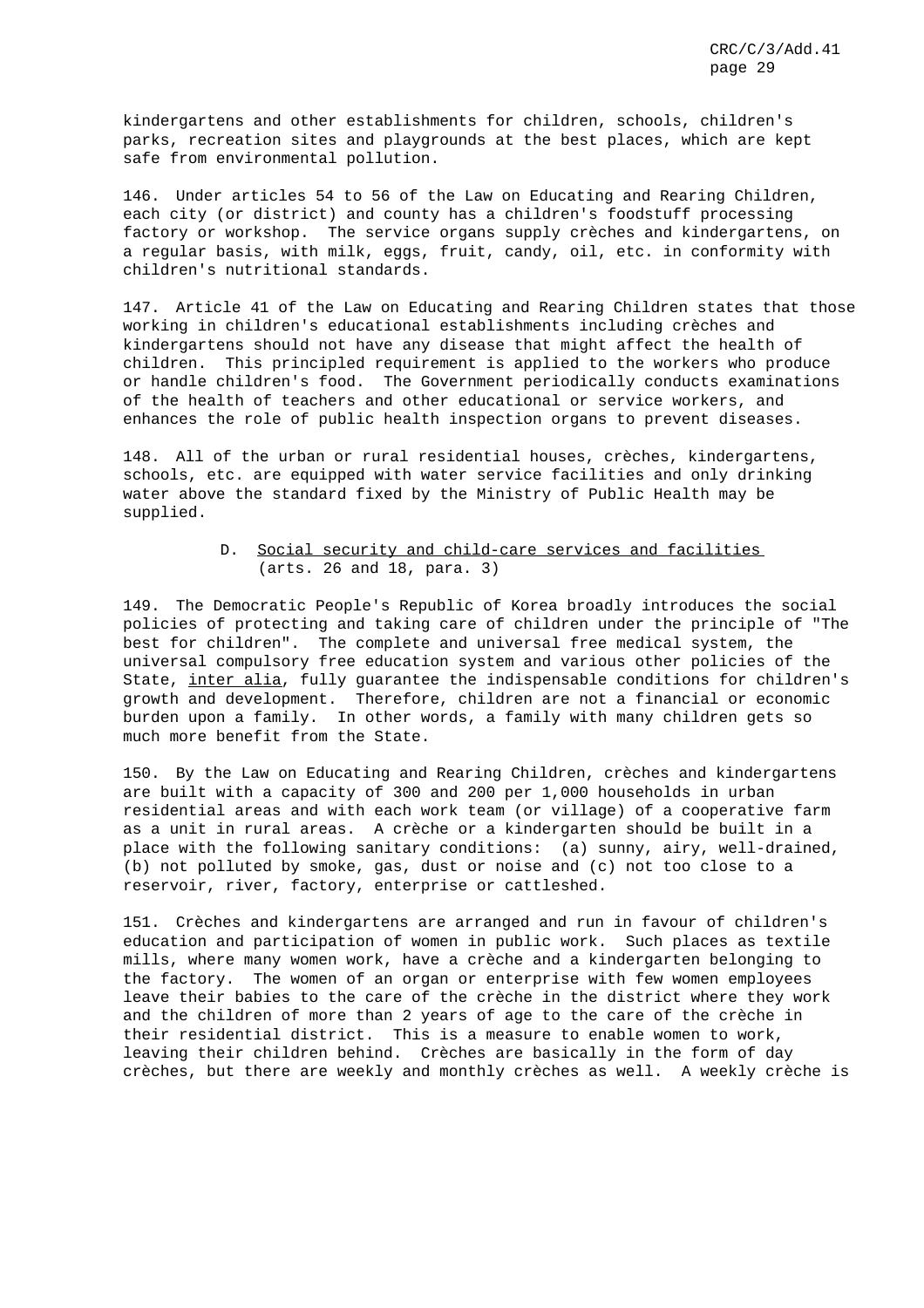kindergartens and other establishments for children, schools, children's parks, recreation sites and playgrounds at the best places, which are kept safe from environmental pollution.

146. Under articles 54 to 56 of the Law on Educating and Rearing Children, each city (or district) and county has a children's foodstuff processing factory or workshop. The service organs supply crèches and kindergartens, on a regular basis, with milk, eggs, fruit, candy, oil, etc. in conformity with children's nutritional standards.

147. Article 41 of the Law on Educating and Rearing Children states that those working in children's educational establishments including crèches and kindergartens should not have any disease that might affect the health of children. This principled requirement is applied to the workers who produce or handle children's food. The Government periodically conducts examinations of the health of teachers and other educational or service workers, and enhances the role of public health inspection organs to prevent diseases.

148. All of the urban or rural residential houses, crèches, kindergartens, schools, etc. are equipped with water service facilities and only drinking water above the standard fixed by the Ministry of Public Health may be supplied.

### D. Social security and child-care services and facilities (arts. 26 and 18, para. 3)

149. The Democratic People's Republic of Korea broadly introduces the social policies of protecting and taking care of children under the principle of "The best for children". The complete and universal free medical system, the universal compulsory free education system and various other policies of the State, *inter alia*, fully guarantee the indispensable conditions for children's growth and development. Therefore, children are not a financial or economic burden upon a family. In other words, a family with many children gets so much more benefit from the State.

150. By the Law on Educating and Rearing Children, crèches and kindergartens are built with a capacity of 300 and 200 per 1,000 households in urban residential areas and with each work team (or village) of a cooperative farm as a unit in rural areas. A crèche or a kindergarten should be built in a place with the following sanitary conditions: (a) sunny, airy, well-drained, (b) not polluted by smoke, gas, dust or noise and (c) not too close to a reservoir, river, factory, enterprise or cattleshed.

151. Crèches and kindergartens are arranged and run in favour of children's education and participation of women in public work. Such places as textile mills, where many women work, have a crèche and a kindergarten belonging to the factory. The women of an organ or enterprise with few women employees leave their babies to the care of the crèche in the district where they work and the children of more than 2 years of age to the care of the crèche in their residential district. This is a measure to enable women to work, leaving their children behind. Crèches are basically in the form of day crèches, but there are weekly and monthly crèches as well. A weekly crèche is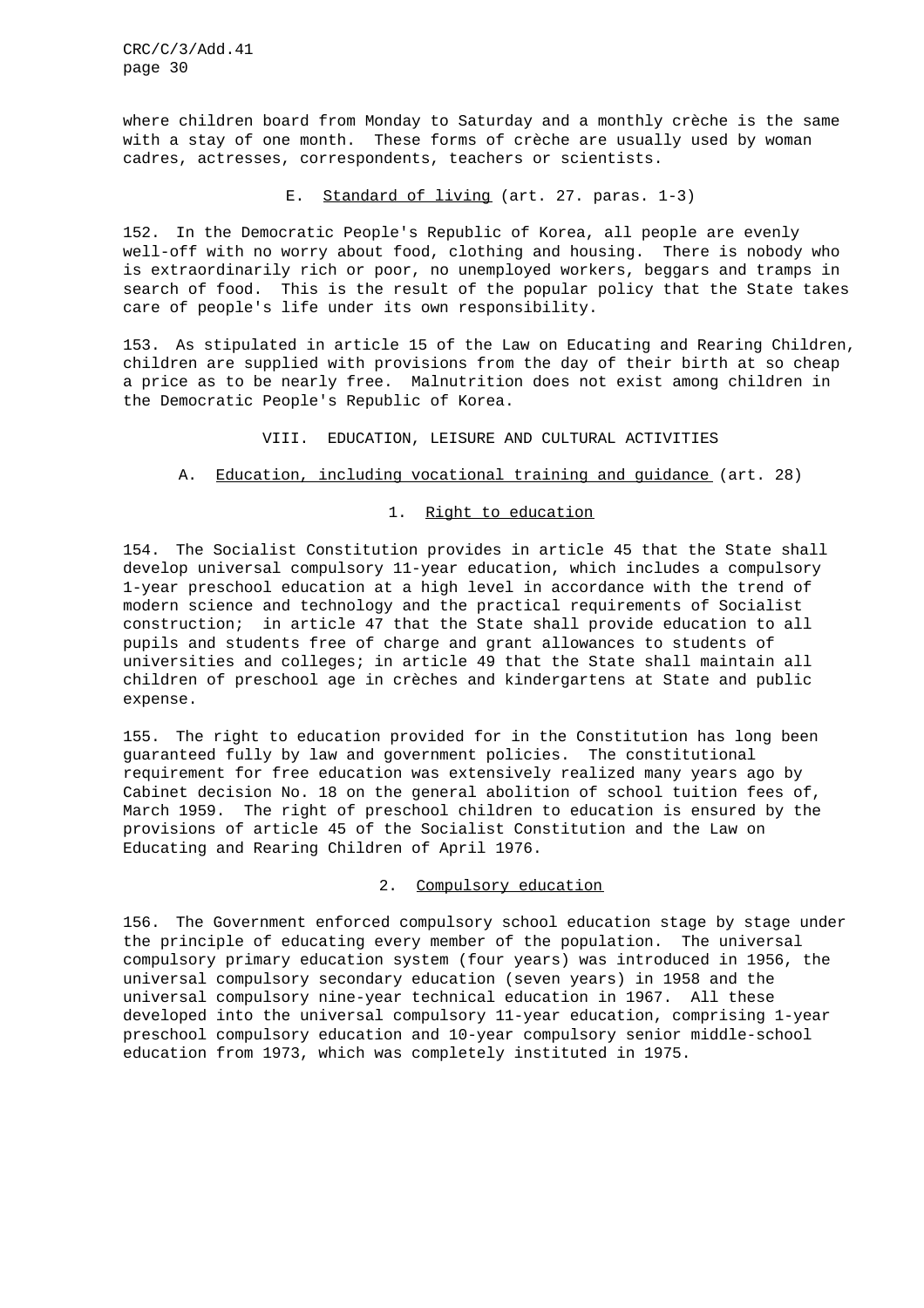where children board from Monday to Saturday and a monthly crèche is the same with a stay of one month. These forms of crèche are usually used by woman cadres, actresses, correspondents, teachers or scientists.

### E. Standard of living (art. 27. paras. 1-3)

152. In the Democratic People's Republic of Korea, all people are evenly well-off with no worry about food, clothing and housing. There is nobody who is extraordinarily rich or poor, no unemployed workers, beggars and tramps in search of food. This is the result of the popular policy that the State takes care of people's life under its own responsibility.

153. As stipulated in article 15 of the Law on Educating and Rearing Children, children are supplied with provisions from the day of their birth at so cheap a price as to be nearly free. Malnutrition does not exist among children in the Democratic People's Republic of Korea.

## VIII. EDUCATION, LEISURE AND CULTURAL ACTIVITIES

### A. Education, including vocational training and guidance (art. 28)

#### 1. Right to education

154. The Socialist Constitution provides in article 45 that the State shall develop universal compulsory 11-year education, which includes a compulsory 1-year preschool education at a high level in accordance with the trend of modern science and technology and the practical requirements of Socialist construction; in article 47 that the State shall provide education to all pupils and students free of charge and grant allowances to students of universities and colleges; in article 49 that the State shall maintain all children of preschool age in crèches and kindergartens at State and public expense.

155. The right to education provided for in the Constitution has long been guaranteed fully by law and government policies. The constitutional requirement for free education was extensively realized many years ago by Cabinet decision No. 18 on the general abolition of school tuition fees of, March 1959. The right of preschool children to education is ensured by the provisions of article 45 of the Socialist Constitution and the Law on Educating and Rearing Children of April 1976.

#### 2. Compulsory education

156. The Government enforced compulsory school education stage by stage under the principle of educating every member of the population. The universal compulsory primary education system (four years) was introduced in 1956, the universal compulsory secondary education (seven years) in 1958 and the universal compulsory nine-year technical education in 1967. All these developed into the universal compulsory 11-year education, comprising 1-year preschool compulsory education and 10-year compulsory senior middle-school education from 1973, which was completely instituted in 1975.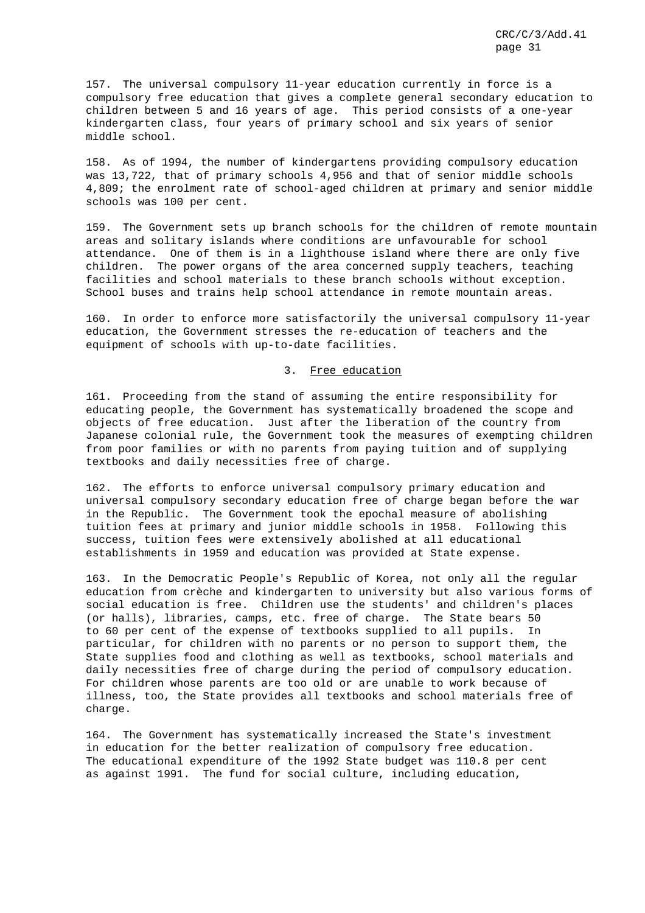157. The universal compulsory 11-year education currently in force is a compulsory free education that gives a complete general secondary education to children between 5 and 16 years of age. This period consists of a one-year kindergarten class, four years of primary school and six years of senior middle school.

158. As of 1994, the number of kindergartens providing compulsory education was 13,722, that of primary schools 4,956 and that of senior middle schools 4,809; the enrolment rate of school-aged children at primary and senior middle schools was 100 per cent.

159. The Government sets up branch schools for the children of remote mountain areas and solitary islands where conditions are unfavourable for school attendance. One of them is in a lighthouse island where there are only five children. The power organs of the area concerned supply teachers, teaching facilities and school materials to these branch schools without exception. School buses and trains help school attendance in remote mountain areas.

160. In order to enforce more satisfactorily the universal compulsory 11-year education, the Government stresses the re-education of teachers and the equipment of schools with up-to-date facilities.

### 3. Free education

161. Proceeding from the stand of assuming the entire responsibility for educating people, the Government has systematically broadened the scope and objects of free education. Just after the liberation of the country from Japanese colonial rule, the Government took the measures of exempting children from poor families or with no parents from paying tuition and of supplying textbooks and daily necessities free of charge.

162. The efforts to enforce universal compulsory primary education and universal compulsory secondary education free of charge began before the war in the Republic. The Government took the epochal measure of abolishing tuition fees at primary and junior middle schools in 1958. Following this success, tuition fees were extensively abolished at all educational establishments in 1959 and education was provided at State expense.

163. In the Democratic People's Republic of Korea, not only all the regular education from crèche and kindergarten to university but also various forms of social education is free. Children use the students' and children's places (or halls), libraries, camps, etc. free of charge. The State bears 50 to 60 per cent of the expense of textbooks supplied to all pupils. In particular, for children with no parents or no person to support them, the State supplies food and clothing as well as textbooks, school materials and daily necessities free of charge during the period of compulsory education. For children whose parents are too old or are unable to work because of illness, too, the State provides all textbooks and school materials free of charge.

164. The Government has systematically increased the State's investment in education for the better realization of compulsory free education. The educational expenditure of the 1992 State budget was 110.8 per cent as against 1991. The fund for social culture, including education,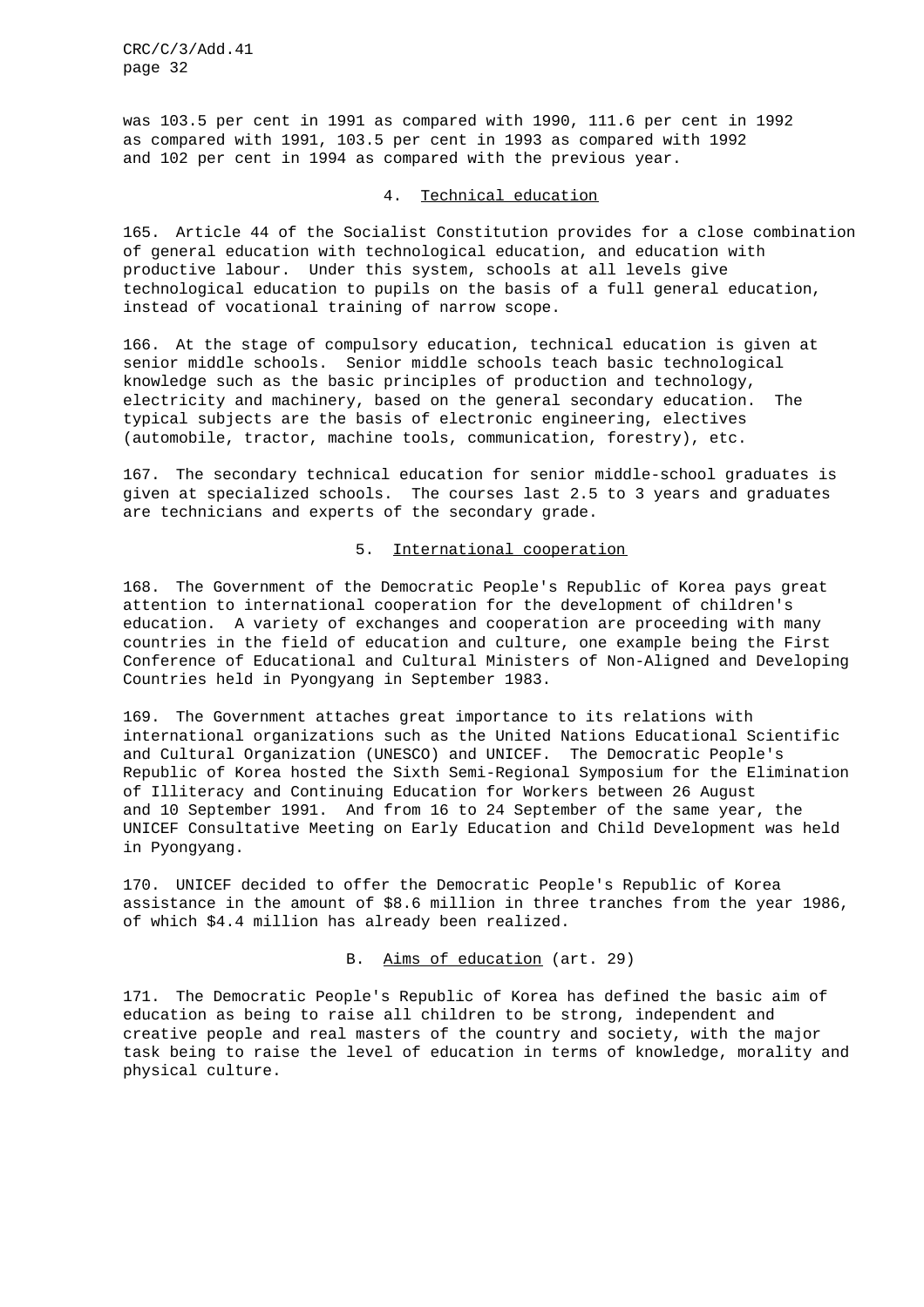was 103.5 per cent in 1991 as compared with 1990, 111.6 per cent in 1992 as compared with 1991, 103.5 per cent in 1993 as compared with 1992 and 102 per cent in 1994 as compared with the previous year.

### 4. Technical education

165. Article 44 of the Socialist Constitution provides for a close combination of general education with technological education, and education with productive labour. Under this system, schools at all levels give technological education to pupils on the basis of a full general education, instead of vocational training of narrow scope.

166. At the stage of compulsory education, technical education is given at senior middle schools. Senior middle schools teach basic technological knowledge such as the basic principles of production and technology, electricity and machinery, based on the general secondary education. The typical subjects are the basis of electronic engineering, electives (automobile, tractor, machine tools, communication, forestry), etc.

167. The secondary technical education for senior middle-school graduates is given at specialized schools. The courses last 2.5 to 3 years and graduates are technicians and experts of the secondary grade.

### 5. International cooperation

168. The Government of the Democratic People's Republic of Korea pays great attention to international cooperation for the development of children's education. A variety of exchanges and cooperation are proceeding with many countries in the field of education and culture, one example being the First Conference of Educational and Cultural Ministers of Non-Aligned and Developing Countries held in Pyongyang in September 1983.

169. The Government attaches great importance to its relations with international organizations such as the United Nations Educational Scientific and Cultural Organization (UNESCO) and UNICEF. The Democratic People's Republic of Korea hosted the Sixth Semi-Regional Symposium for the Elimination of Illiteracy and Continuing Education for Workers between 26 August and 10 September 1991. And from 16 to 24 September of the same year, the UNICEF Consultative Meeting on Early Education and Child Development was held in Pyongyang.

170. UNICEF decided to offer the Democratic People's Republic of Korea assistance in the amount of $8.6 million in three tranches from the year 1986, of which $4.4 million has already been realized.

## B. Aims of education (art. 29)

171. The Democratic People's Republic of Korea has defined the basic aim of education as being to raise all children to be strong, independent and creative people and real masters of the country and society, with the major task being to raise the level of education in terms of knowledge, morality and physical culture.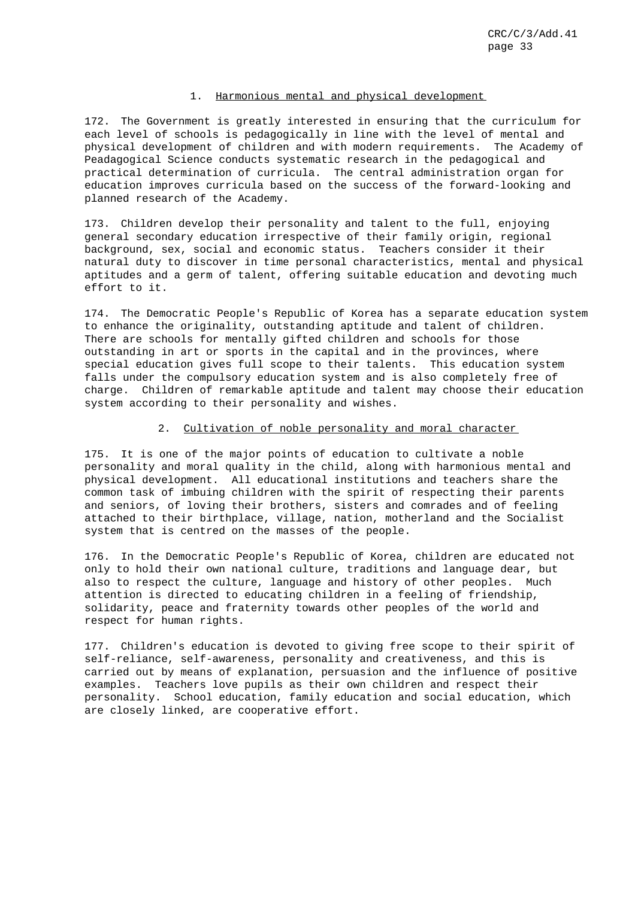### 1. Harmonious mental and physical development

172. The Government is greatly interested in ensuring that the curriculum for each level of schools is pedagogically in line with the level of mental and physical development of children and with modern requirements. The Academy of Peadagogical Science conducts systematic research in the pedagogical and practical determination of curricula. The central administration organ for education improves curricula based on the success of the forward-looking and planned research of the Academy.

173. Children develop their personality and talent to the full, enjoying general secondary education irrespective of their family origin, regional background, sex, social and economic status. Teachers consider it their natural duty to discover in time personal characteristics, mental and physical aptitudes and a germ of talent, offering suitable education and devoting much effort to it.

174. The Democratic People's Republic of Korea has a separate education system to enhance the originality, outstanding aptitude and talent of children. There are schools for mentally gifted children and schools for those outstanding in art or sports in the capital and in the provinces, where special education gives full scope to their talents. This education system falls under the compulsory education system and is also completely free of charge. Children of remarkable aptitude and talent may choose their education system according to their personality and wishes.

### 2. Cultivation of noble personality and moral character

175. It is one of the major points of education to cultivate a noble personality and moral quality in the child, along with harmonious mental and physical development. All educational institutions and teachers share the common task of imbuing children with the spirit of respecting their parents and seniors, of loving their brothers, sisters and comrades and of feeling attached to their birthplace, village, nation, motherland and the Socialist system that is centred on the masses of the people.

176. In the Democratic People's Republic of Korea, children are educated not only to hold their own national culture, traditions and language dear, but also to respect the culture, language and history of other peoples. Much attention is directed to educating children in a feeling of friendship, solidarity, peace and fraternity towards other peoples of the world and respect for human rights.

177. Children's education is devoted to giving free scope to their spirit of self-reliance, self-awareness, personality and creativeness, and this is carried out by means of explanation, persuasion and the influence of positive examples. Teachers love pupils as their own children and respect their personality. School education, family education and social education, which are closely linked, are cooperative effort.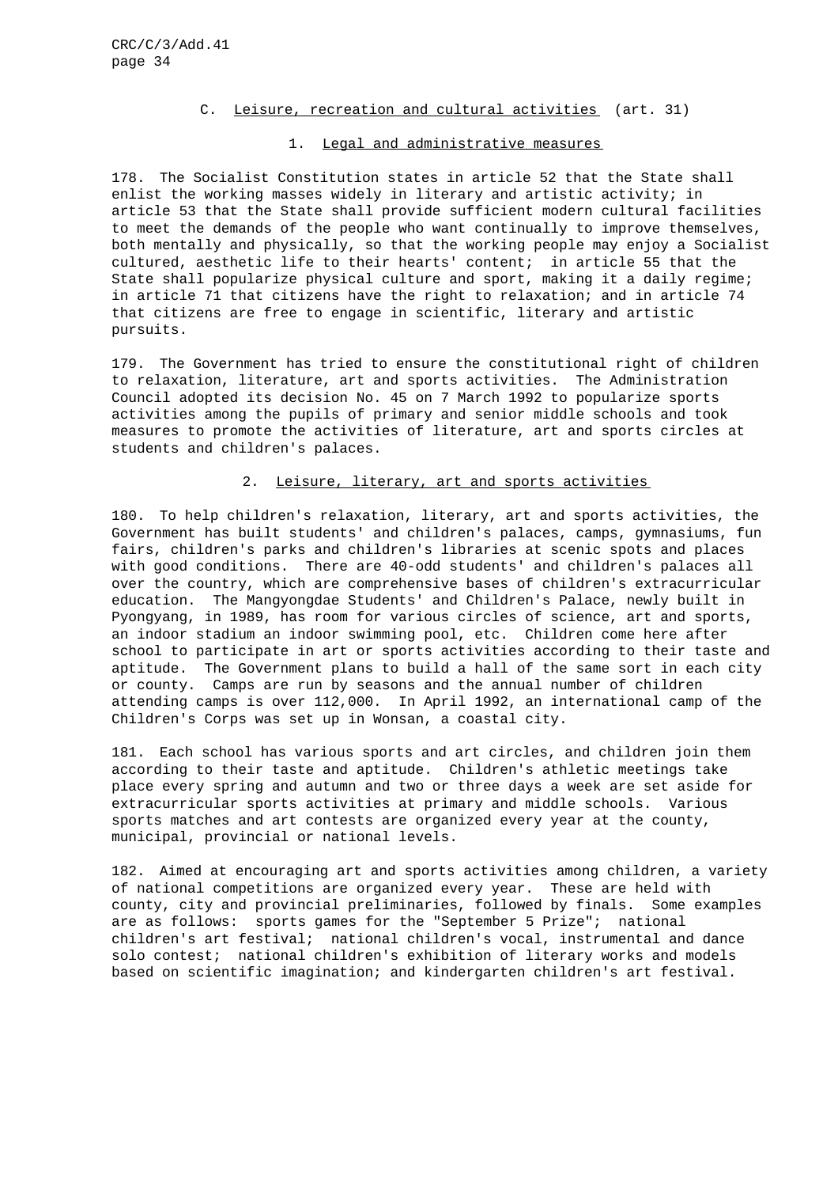## C. Leisure, recreation and cultural activities (art. 31)

### 1. Legal and administrative measures

178. The Socialist Constitution states in article 52 that the State shall enlist the working masses widely in literary and artistic activity; in article 53 that the State shall provide sufficient modern cultural facilities to meet the demands of the people who want continually to improve themselves, both mentally and physically, so that the working people may enjoy a Socialist cultured, aesthetic life to their hearts' content; in article 55 that the State shall popularize physical culture and sport, making it a daily regime; in article 71 that citizens have the right to relaxation; and in article 74 that citizens are free to engage in scientific, literary and artistic pursuits.

179. The Government has tried to ensure the constitutional right of children to relaxation, literature, art and sports activities. The Administration Council adopted its decision No. 45 on 7 March 1992 to popularize sports activities among the pupils of primary and senior middle schools and took measures to promote the activities of literature, art and sports circles at students and children's palaces.

### 2. Leisure, literary, art and sports activities

180. To help children's relaxation, literary, art and sports activities, the Government has built students' and children's palaces, camps, gymnasiums, fun fairs, children's parks and children's libraries at scenic spots and places with good conditions. There are 40-odd students' and children's palaces all over the country, which are comprehensive bases of children's extracurricular education. The Mangyongdae Students' and Children's Palace, newly built in Pyongyang, in 1989, has room for various circles of science, art and sports, an indoor stadium an indoor swimming pool, etc. Children come here after school to participate in art or sports activities according to their taste and aptitude. The Government plans to build a hall of the same sort in each city or county. Camps are run by seasons and the annual number of children attending camps is over 112,000. In April 1992, an international camp of the Children's Corps was set up in Wonsan, a coastal city.

181. Each school has various sports and art circles, and children join them according to their taste and aptitude. Children's athletic meetings take place every spring and autumn and two or three days a week are set aside for extracurricular sports activities at primary and middle schools. Various sports matches and art contests are organized every year at the county, municipal, provincial or national levels.

182. Aimed at encouraging art and sports activities among children, a variety of national competitions are organized every year. These are held with county, city and provincial preliminaries, followed by finals. Some examples are as follows: sports games for the "September 5 Prize"; national children's art festival; national children's vocal, instrumental and dance solo contest; national children's exhibition of literary works and models based on scientific imagination; and kindergarten children's art festival.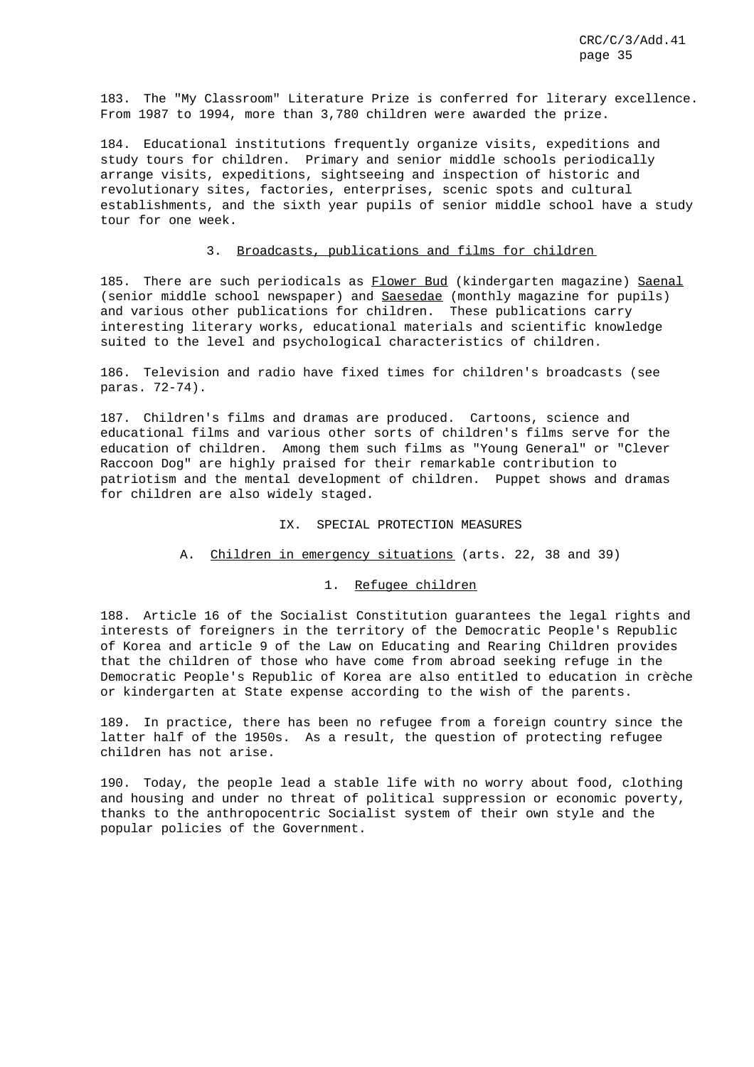183. The "My Classroom" Literature Prize is conferred for literary excellence. From 1987 to 1994, more than 3,780 children were awarded the prize.

184. Educational institutions frequently organize visits, expeditions and study tours for children. Primary and senior middle schools periodically arrange visits, expeditions, sightseeing and inspection of historic and revolutionary sites, factories, enterprises, scenic spots and cultural establishments, and the sixth year pupils of senior middle school have a study tour for one week.

### 3. Broadcasts, publications and films for children

185. There are such periodicals as Flower Bud (kindergarten magazine) Saenal (senior middle school newspaper) and Saesedae (monthly magazine for pupils) and various other publications for children. These publications carry interesting literary works, educational materials and scientific knowledge suited to the level and psychological characteristics of children.

186. Television and radio have fixed times for children's broadcasts (see paras. 72-74).

187. Children's films and dramas are produced. Cartoons, science and educational films and various other sorts of children's films serve for the education of children. Among them such films as "Young General" or "Clever Raccoon Dog" are highly praised for their remarkable contribution to patriotism and the mental development of children. Puppet shows and dramas for children are also widely staged.

# IX. SPECIAL PROTECTION MEASURES

## A. Children in emergency situations (arts. 22, 38 and 39)

### 1. Refugee children

188. Article 16 of the Socialist Constitution guarantees the legal rights and interests of foreigners in the territory of the Democratic People's Republic of Korea and article 9 of the Law on Educating and Rearing Children provides that the children of those who have come from abroad seeking refuge in the Democratic People's Republic of Korea are also entitled to education in crèche or kindergarten at State expense according to the wish of the parents.

189. In practice, there has been no refugee from a foreign country since the latter half of the 1950s. As a result, the question of protecting refugee children has not arise.

190. Today, the people lead a stable life with no worry about food, clothing and housing and under no threat of political suppression or economic poverty, thanks to the anthropocentric Socialist system of their own style and the popular policies of the Government.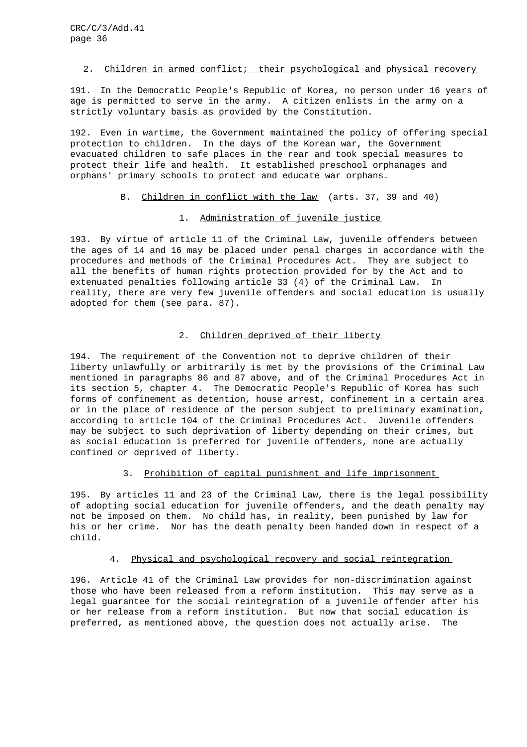### 2. Children in armed conflict; their psychological and physical recovery

191. In the Democratic People's Republic of Korea, no person under 16 years of age is permitted to serve in the army. A citizen enlists in the army on a strictly voluntary basis as provided by the Constitution.

192. Even in wartime, the Government maintained the policy of offering special protection to children. In the days of the Korean war, the Government evacuated children to safe places in the rear and took special measures to protect their life and health. It established preschool orphanages and orphans' primary schools to protect and educate war orphans.

## B. Children in conflict with the law (arts. 37, 39 and 40)

### 1. Administration of juvenile justice

193. By virtue of article 11 of the Criminal Law, juvenile offenders between the ages of 14 and 16 may be placed under penal charges in accordance with the procedures and methods of the Criminal Procedures Act. They are subject to all the benefits of human rights protection provided for by the Act and to extenuated penalties following article 33 (4) of the Criminal Law. In reality, there are very few juvenile offenders and social education is usually adopted for them (see para. 87).

### 2. Children deprived of their liberty

194. The requirement of the Convention not to deprive children of their liberty unlawfully or arbitrarily is met by the provisions of the Criminal Law mentioned in paragraphs 86 and 87 above, and of the Criminal Procedures Act in its section 5, chapter 4. The Democratic People's Republic of Korea has such forms of confinement as detention, house arrest, confinement in a certain area or in the place of residence of the person subject to preliminary examination, according to article 104 of the Criminal Procedures Act. Juvenile offenders may be subject to such deprivation of liberty depending on their crimes, but as social education is preferred for juvenile offenders, none are actually confined or deprived of liberty.

### 3. Prohibition of capital punishment and life imprisonment

195. By articles 11 and 23 of the Criminal Law, there is the legal possibility of adopting social education for juvenile offenders, and the death penalty may not be imposed on them. No child has, in reality, been punished by law for his or her crime. Nor has the death penalty been handed down in respect of a child.

### 4. Physical and psychological recovery and social reintegration

196. Article 41 of the Criminal Law provides for non-discrimination against those who have been released from a reform institution. This may serve as a legal guarantee for the social reintegration of a juvenile offender after his or her release from a reform institution. But now that social education is preferred, as mentioned above, the question does not actually arise. The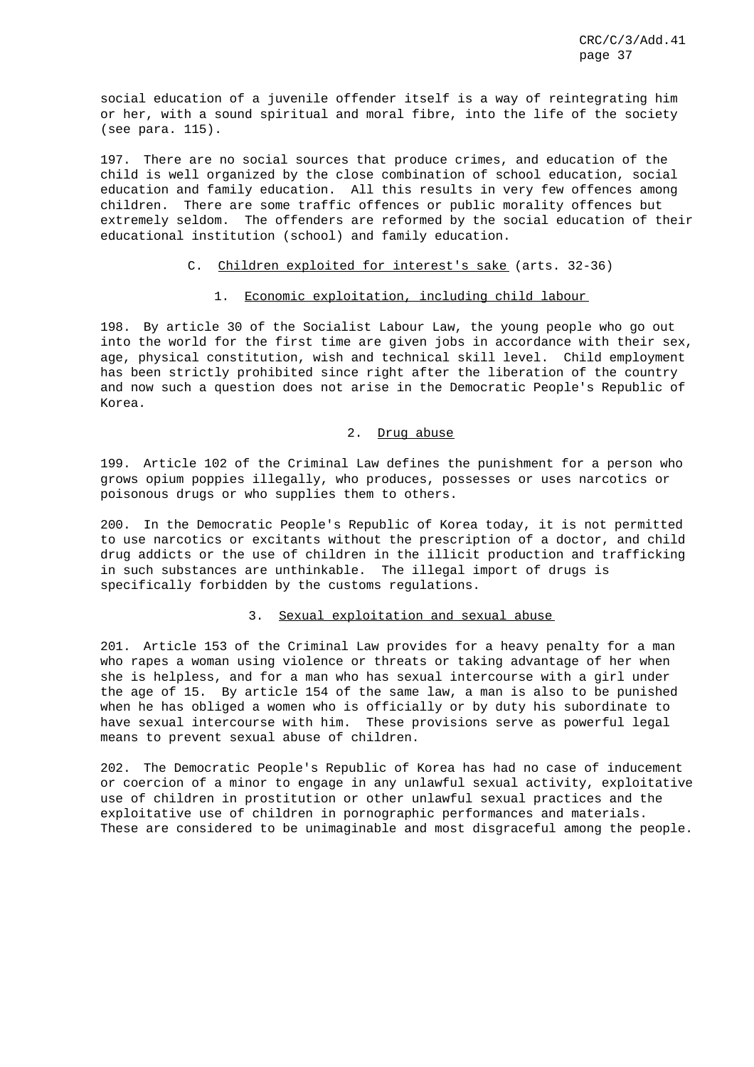social education of a juvenile offender itself is a way of reintegrating him or her, with a sound spiritual and moral fibre, into the life of the society (see para. 115).

197. There are no social sources that produce crimes, and education of the child is well organized by the close combination of school education, social education and family education. All this results in very few offences among children. There are some traffic offences or public morality offences but extremely seldom. The offenders are reformed by the social education of their educational institution (school) and family education.

### C. Children exploited for interest's sake (arts. 32-36)

#### 1. Economic exploitation, including child labour

198. By article 30 of the Socialist Labour Law, the young people who go out into the world for the first time are given jobs in accordance with their sex, age, physical constitution, wish and technical skill level. Child employment has been strictly prohibited since right after the liberation of the country and now such a question does not arise in the Democratic People's Republic of Korea.

#### 2. Drug abuse

199. Article 102 of the Criminal Law defines the punishment for a person who grows opium poppies illegally, who produces, possesses or uses narcotics or poisonous drugs or who supplies them to others.

200. In the Democratic People's Republic of Korea today, it is not permitted to use narcotics or excitants without the prescription of a doctor, and child drug addicts or the use of children in the illicit production and trafficking in such substances are unthinkable. The illegal import of drugs is specifically forbidden by the customs regulations.

#### 3. Sexual exploitation and sexual abuse

201. Article 153 of the Criminal Law provides for a heavy penalty for a man who rapes a woman using violence or threats or taking advantage of her when she is helpless, and for a man who has sexual intercourse with a girl under the age of 15. By article 154 of the same law, a man is also to be punished when he has obliged a women who is officially or by duty his subordinate to have sexual intercourse with him. These provisions serve as powerful legal means to prevent sexual abuse of children.

202. The Democratic People's Republic of Korea has had no case of inducement or coercion of a minor to engage in any unlawful sexual activity, exploitative use of children in prostitution or other unlawful sexual practices and the exploitative use of children in pornographic performances and materials. These are considered to be unimaginable and most disgraceful among the people.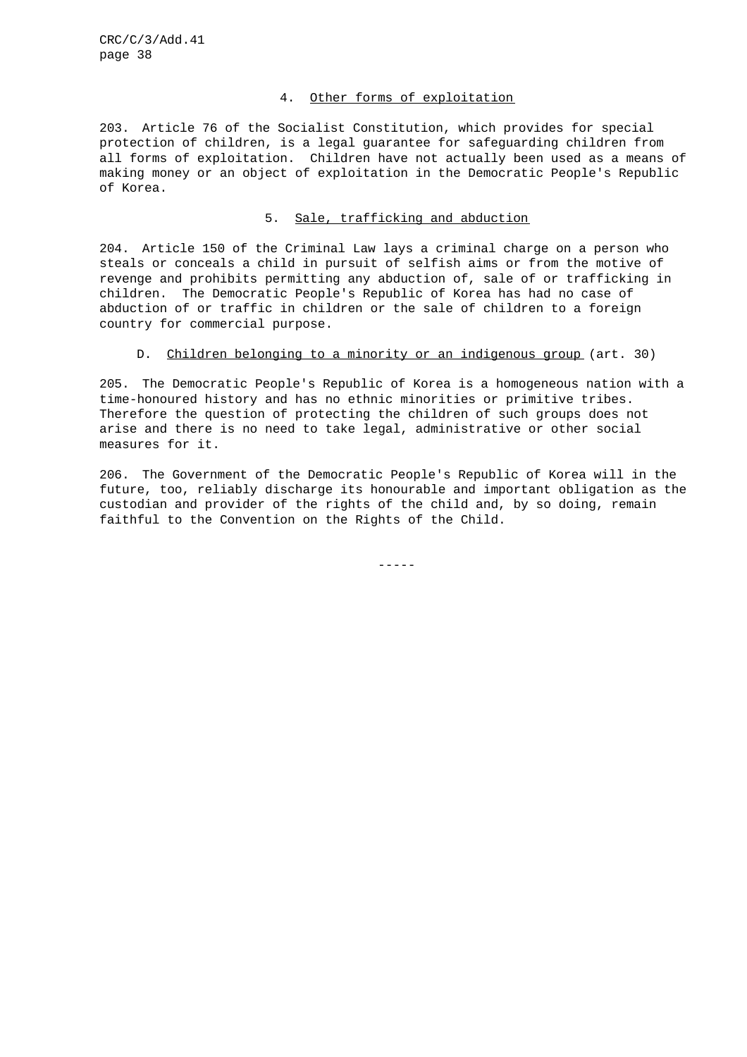### 4. Other forms of exploitation

203. Article 76 of the Socialist Constitution, which provides for special protection of children, is a legal guarantee for safeguarding children from all forms of exploitation. Children have not actually been used as a means of making money or an object of exploitation in the Democratic People's Republic of Korea.

### 5. Sale, trafficking and abduction

204. Article 150 of the Criminal Law lays a criminal charge on a person who steals or conceals a child in pursuit of selfish aims or from the motive of revenge and prohibits permitting any abduction of, sale of or trafficking in children. The Democratic People's Republic of Korea has had no case of abduction of or traffic in children or the sale of children to a foreign country for commercial purpose.

## D. Children belonging to a minority or an indigenous group (art. 30)

205. The Democratic People's Republic of Korea is a homogeneous nation with a time-honoured history and has no ethnic minorities or primitive tribes. Therefore the question of protecting the children of such groups does not arise and there is no need to take legal, administrative or other social measures for it.

206. The Government of the Democratic People's Republic of Korea will in the future, too, reliably discharge its honourable and important obligation as the custodian and provider of the rights of the child and, by so doing, remain faithful to the Convention on the Rights of the Child.

-----